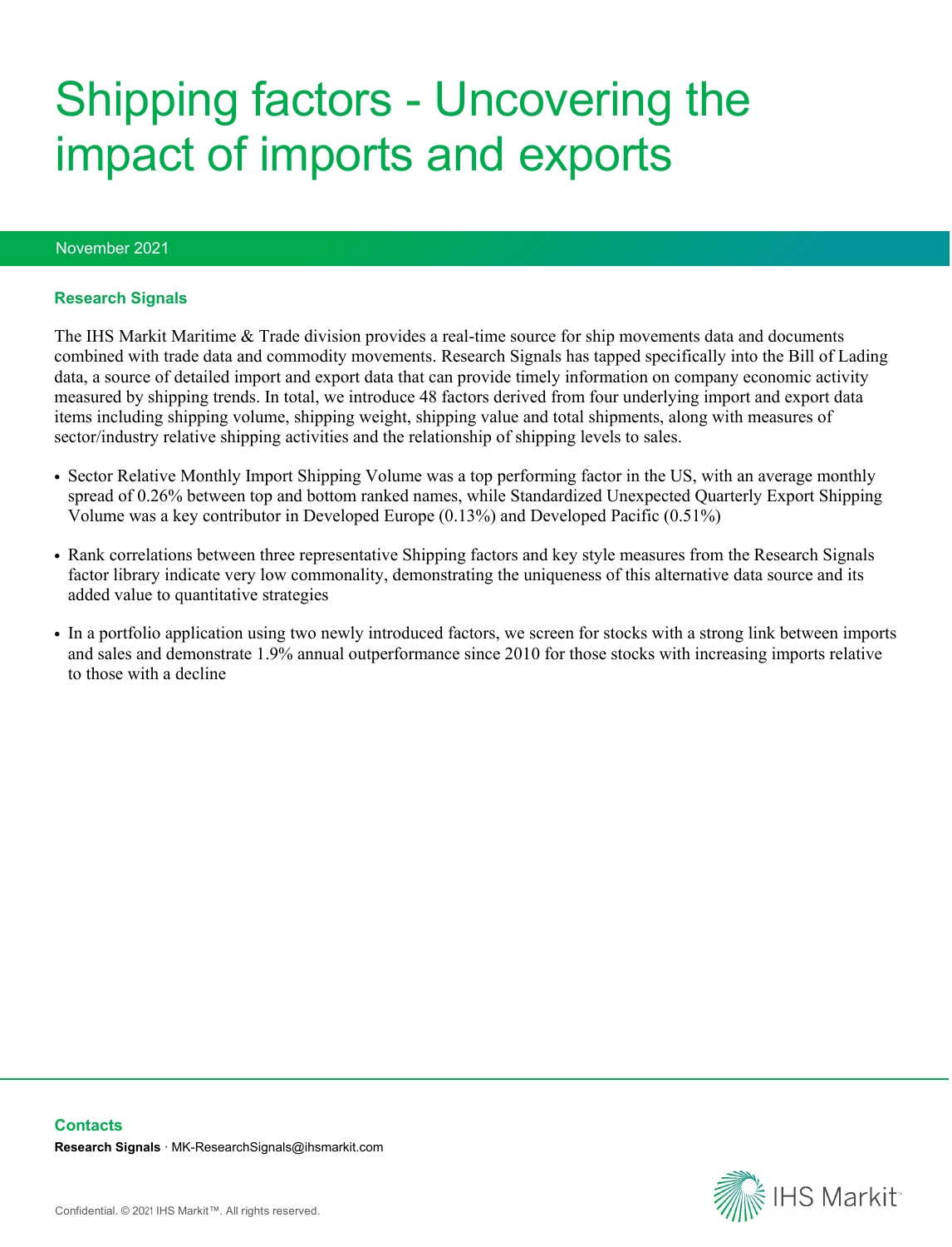# Shipping factors - Uncovering the impact of imports and exports

November 2021

### Research Signals

The IHS Markit Maritime & Trade division provides a real-time source for ship movements data and documents combined with trade data and commodity movements. Research Signals has tapped specifically into the Bill of Lading data, a source of detailed import and export data that can provide timely information on company economic activity measured by shipping trends. In total, we introduce 48 factors derived from four underlying import and export data items including shipping volume, shipping weight, shipping value and total shipments, along with measures of sector/industry relative shipping activities and the relationship of shipping levels to sales.

- Sector Relative Monthly Import Shipping Volume was a top performing factor in the US, with an average monthly spread of 0.26% between top and bottom ranked names, while Standardized Unexpected Quarterly Export Shipping Volume was a key contributor in Developed Europe (0.13%) and Developed Pacific (0.51%)
- Rank correlations between three representative Shipping factors and key style measures from the Research Signals factor library indicate very low commonality, demonstrating the uniqueness of this alternative data source and its added value to quantitative strategies
- In a portfolio application using two newly introduced factors, we screen for stocks with a strong link between imports and sales and demonstrate 1.9% annual outperformance since 2010 for those stocks with increasing imports relative to those with a decline

### Contacts

**Research Signals** · MK-ResearchSignals@ihsmarkit.com

Confidential. © 2021 IHS Markit™. All rights reserved.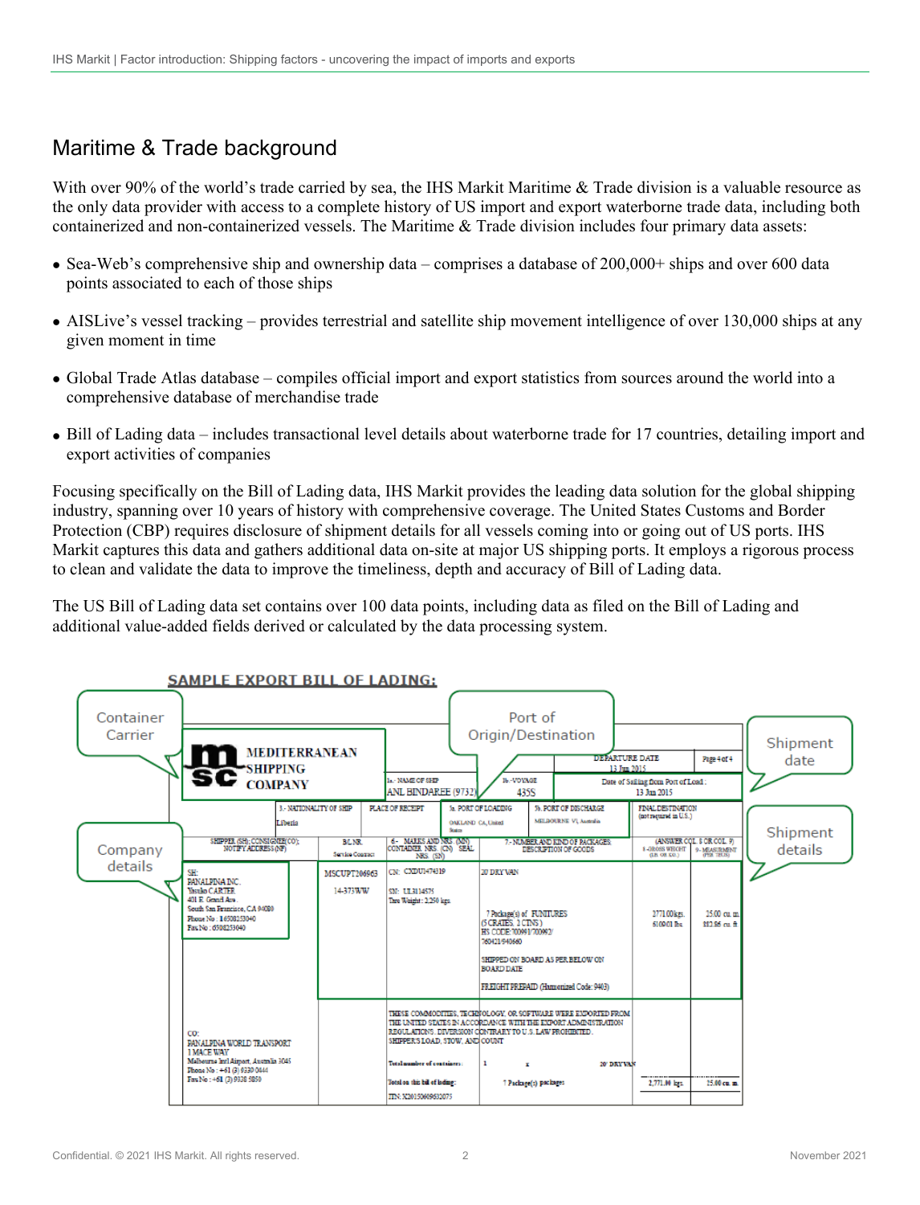## Maritime & Trade background

With over 90% of the world's trade carried by sea, the IHS Markit Maritime & Trade division is a valuable resource as the only data provider with access to a complete history of US import and export waterborne trade data, including both containerized and non-containerized vessels. The Maritime & Trade division includes four primary data assets:

- Sea-Web's comprehensive ship and ownership data – comprises a database of 200,000+ ships and over 600 data points associated to each of those ships
- AISLive's vessel tracking – provides terrestrial and satellite ship movement intelligence of over 130,000 ships at any given moment in time
- Global Trade Atlas database – compiles official import and export statistics from sources around the world into a comprehensive database of merchandise trade
- Bill of Lading data – includes transactional level details about waterborne trade for 17 countries, detailing import and export activities of companies

Focusing specifically on the Bill of Lading data, IHS Markit provides the leading data solution for the global shipping industry, spanning over 10 years of history with comprehensive coverage. The United States Customs and Border Protection (CBP) requires disclosure of shipment details for all vessels coming into or going out of US ports. IHS Markit captures this data and gathers additional data on-site at major US shipping ports. It employs a rigorous process to clean and validate the data to improve the timeliness, depth and accuracy of Bill of Lading data.

The US Bill of Lading data set contains over 100 data points, including data as filed on the Bill of Lading and additional value-added fields derived or calculated by the data processing system.

SAMPLE EXPORT BILL OF LADING:

Container Carrier | Port of Origin/Destination | Shipment date | Company details | Shipment details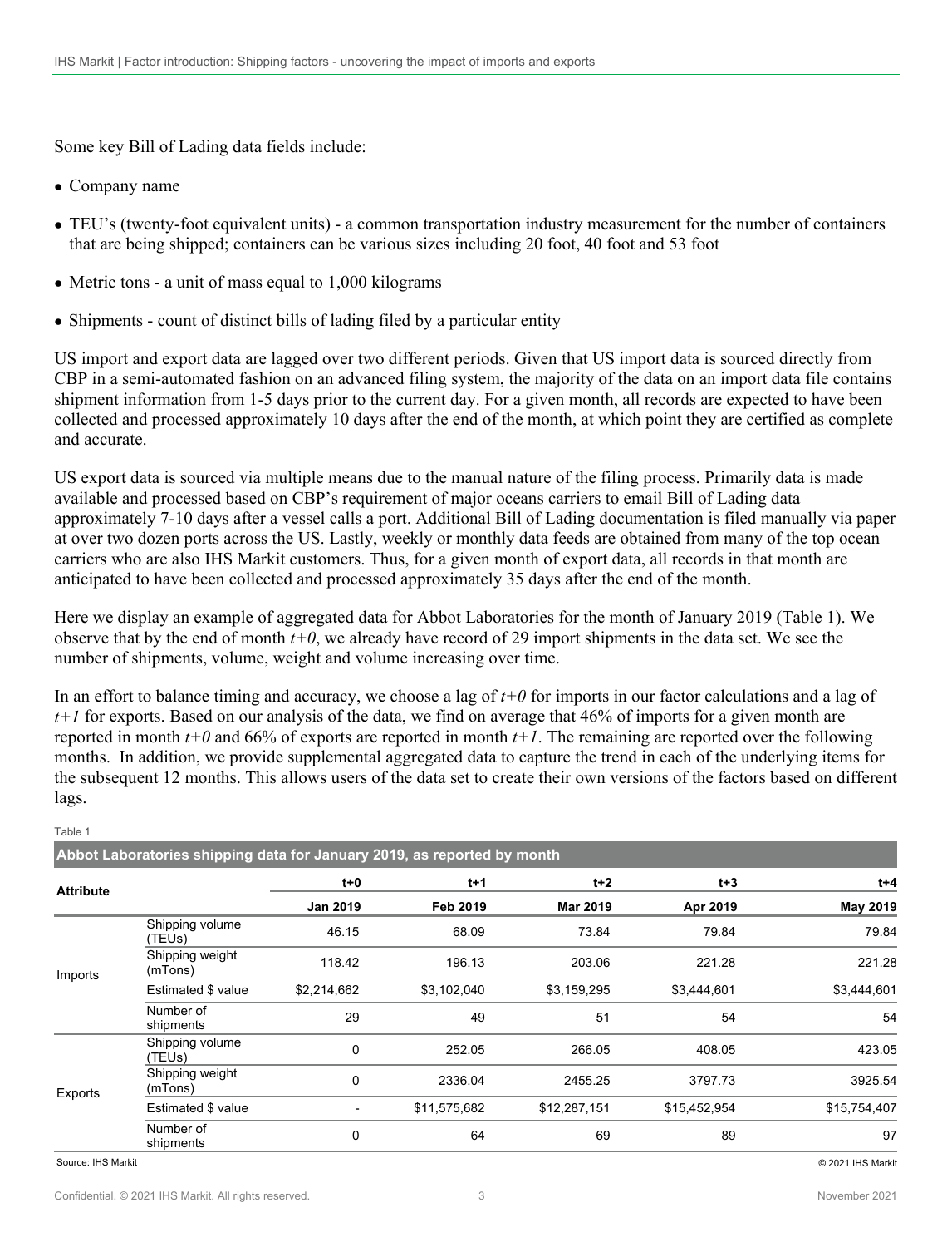Some key Bill of Lading data fields include:

- Company name
- TEU's (twenty-foot equivalent units) - a common transportation industry measurement for the number of containers that are being shipped; containers can be various sizes including 20 foot, 40 foot and 53 foot
- Metric tons - a unit of mass equal to 1,000 kilograms
- Shipments - count of distinct bills of lading filed by a particular entity

US import and export data are lagged over two different periods. Given that US import data is sourced directly from CBP in a semi-automated fashion on an advanced filing system, the majority of the data on an import data file contains shipment information from 1-5 days prior to the current day. For a given month, all records are expected to have been collected and processed approximately 10 days after the end of the month, at which point they are certified as complete and accurate.

US export data is sourced via multiple means due to the manual nature of the filing process. Primarily data is made available and processed based on CBP's requirement of major oceans carriers to email Bill of Lading data approximately 7-10 days after a vessel calls a port. Additional Bill of Lading documentation is filed manually via paper at over two dozen ports across the US. Lastly, weekly or monthly data feeds are obtained from many of the top ocean carriers who are also IHS Markit customers. Thus, for a given month of export data, all records in that month are anticipated to have been collected and processed approximately 35 days after the end of the month.

Here we display an example of aggregated data for Abbot Laboratories for the month of January 2019 (Table 1). We observe that by the end of month *t+0*, we already have record of 29 import shipments in the data set. We see the number of shipments, volume, weight and volume increasing over time.

In an effort to balance timing and accuracy, we choose a lag of *t+0* for imports in our factor calculations and a lag of *t+1* for exports. Based on our analysis of the data, we find on average that 46% of imports for a given month are reported in month *t+0* and 66% of exports are reported in month *t+1*. The remaining are reported over the following months. In addition, we provide supplemental aggregated data to capture the trend in each of the underlying items for the subsequent 12 months. This allows users of the data set to create their own versions of the factors based on different lags.

Table 1

**Abbot Laboratories shipping data for January 2019, as reported by month**

| Attribute | | t+0 | t+1 | t+2 | t+3 | t+4 |
|---|---|---|---|---|---|---|
| | | Jan 2019 | Feb 2019 | Mar 2019 | Apr 2019 | May 2019 |
| Imports | Shipping volume (TEUs) | 46.15 | 68.09 | 73.84 | 79.84 | 79.84 |
| | Shipping weight (mTons) | 118.42 | 196.13 | 203.06 | 221.28 | 221.28 |
| | Estimated $ value | $2,214,662 | $3,102,040 | $3,159,295 | $3,444,601 | $3,444,601 |
| | Number of shipments | 29 | 49 | 51 | 54 | 54 |
| Exports | Shipping volume (TEUs) | 0 | 252.05 | 266.05 | 408.05 | 423.05 |
| | Shipping weight (mTons) | 0 | 2336.04 | 2455.25 | 3797.73 | 3925.54 |
| | Estimated $ value | - | $11,575,682 | $12,287,151 | $15,452,954 | $15,754,407 |
| | Number of shipments | 0 | 64 | 69 | 89 | 97 |

Source: IHS Markit © 2021 IHS Markit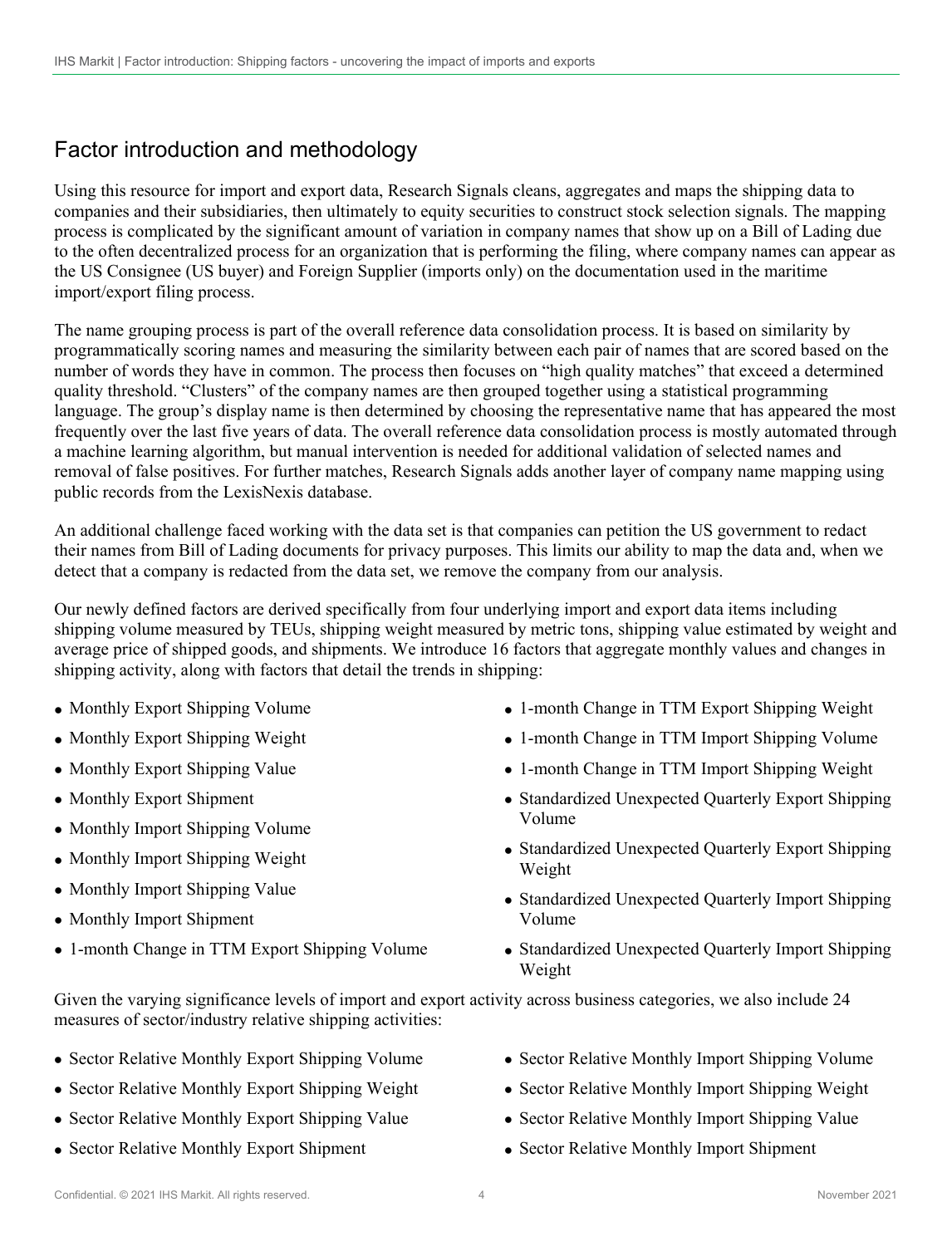## Factor introduction and methodology

Using this resource for import and export data, Research Signals cleans, aggregates and maps the shipping data to companies and their subsidiaries, then ultimately to equity securities to construct stock selection signals. The mapping process is complicated by the significant amount of variation in company names that show up on a Bill of Lading due to the often decentralized process for an organization that is performing the filing, where company names can appear as the US Consignee (US buyer) and Foreign Supplier (imports only) on the documentation used in the maritime import/export filing process.

The name grouping process is part of the overall reference data consolidation process. It is based on similarity by programmatically scoring names and measuring the similarity between each pair of names that are scored based on the number of words they have in common. The process then focuses on "high quality matches" that exceed a determined quality threshold. "Clusters" of the company names are then grouped together using a statistical programming language. The group's display name is then determined by choosing the representative name that has appeared the most frequently over the last five years of data. The overall reference data consolidation process is mostly automated through a machine learning algorithm, but manual intervention is needed for additional validation of selected names and removal of false positives. For further matches, Research Signals adds another layer of company name mapping using public records from the LexisNexis database.

An additional challenge faced working with the data set is that companies can petition the US government to redact their names from Bill of Lading documents for privacy purposes. This limits our ability to map the data and, when we detect that a company is redacted from the data set, we remove the company from our analysis.

Our newly defined factors are derived specifically from four underlying import and export data items including shipping volume measured by TEUs, shipping weight measured by metric tons, shipping value estimated by weight and average price of shipped goods, and shipments. We introduce 16 factors that aggregate monthly values and changes in shipping activity, along with factors that detail the trends in shipping:

- Monthly Export Shipping Volume
- Monthly Export Shipping Weight
- Monthly Export Shipping Value
- Monthly Export Shipment
- Monthly Import Shipping Volume
- Monthly Import Shipping Weight
- Monthly Import Shipping Value
- Monthly Import Shipment
- 1-month Change in TTM Export Shipping Volume
- 1-month Change in TTM Export Shipping Weight
- 1-month Change in TTM Import Shipping Volume
- 1-month Change in TTM Import Shipping Weight
- Standardized Unexpected Quarterly Export Shipping Volume
- Standardized Unexpected Quarterly Export Shipping Weight
- Standardized Unexpected Quarterly Import Shipping Volume
- Standardized Unexpected Quarterly Import Shipping Weight

Given the varying significance levels of import and export activity across business categories, we also include 24 measures of sector/industry relative shipping activities:

- Sector Relative Monthly Export Shipping Volume
- Sector Relative Monthly Export Shipping Weight
- Sector Relative Monthly Export Shipping Value
- Sector Relative Monthly Export Shipment
- Sector Relative Monthly Import Shipping Volume
- Sector Relative Monthly Import Shipping Weight
- Sector Relative Monthly Import Shipping Value
- Sector Relative Monthly Import Shipment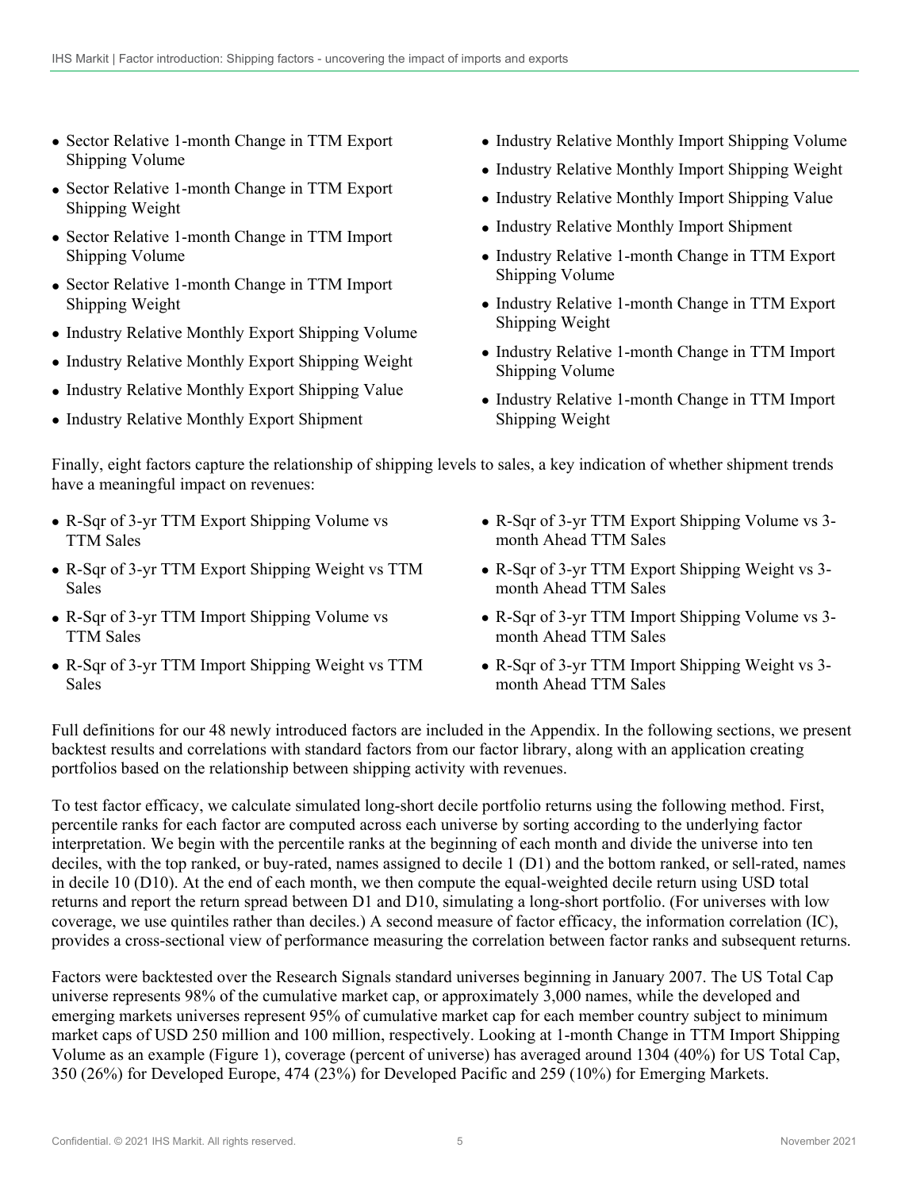- Sector Relative 1-month Change in TTM Export Shipping Volume
- Sector Relative 1-month Change in TTM Export Shipping Weight
- Sector Relative 1-month Change in TTM Import Shipping Volume
- Sector Relative 1-month Change in TTM Import Shipping Weight
- Industry Relative Monthly Export Shipping Volume
- Industry Relative Monthly Export Shipping Weight
- Industry Relative Monthly Export Shipping Value
- Industry Relative Monthly Export Shipment
- Industry Relative Monthly Import Shipping Volume
- Industry Relative Monthly Import Shipping Weight
- Industry Relative Monthly Import Shipping Value
- Industry Relative Monthly Import Shipment
- Industry Relative 1-month Change in TTM Export Shipping Volume
- Industry Relative 1-month Change in TTM Export Shipping Weight
- Industry Relative 1-month Change in TTM Import Shipping Volume
- Industry Relative 1-month Change in TTM Import Shipping Weight

Finally, eight factors capture the relationship of shipping levels to sales, a key indication of whether shipment trends have a meaningful impact on revenues:

- R-Sqr of 3-yr TTM Export Shipping Volume vs TTM Sales
- R-Sqr of 3-yr TTM Export Shipping Weight vs TTM Sales
- R-Sqr of 3-yr TTM Import Shipping Volume vs TTM Sales
- R-Sqr of 3-yr TTM Import Shipping Weight vs TTM Sales
- R-Sqr of 3-yr TTM Export Shipping Volume vs 3-month Ahead TTM Sales
- R-Sqr of 3-yr TTM Export Shipping Weight vs 3-month Ahead TTM Sales
- R-Sqr of 3-yr TTM Import Shipping Volume vs 3-month Ahead TTM Sales
- R-Sqr of 3-yr TTM Import Shipping Weight vs 3-month Ahead TTM Sales

Full definitions for our 48 newly introduced factors are included in the Appendix. In the following sections, we present backtest results and correlations with standard factors from our factor library, along with an application creating portfolios based on the relationship between shipping activity with revenues.

To test factor efficacy, we calculate simulated long-short decile portfolio returns using the following method. First, percentile ranks for each factor are computed across each universe by sorting according to the underlying factor interpretation. We begin with the percentile ranks at the beginning of each month and divide the universe into ten deciles, with the top ranked, or buy-rated, names assigned to decile 1 (D1) and the bottom ranked, or sell-rated, names in decile 10 (D10). At the end of each month, we then compute the equal-weighted decile return using USD total returns and report the return spread between D1 and D10, simulating a long-short portfolio. (For universes with low coverage, we use quintiles rather than deciles.) A second measure of factor efficacy, the information correlation (IC), provides a cross-sectional view of performance measuring the correlation between factor ranks and subsequent returns.

Factors were backtested over the Research Signals standard universes beginning in January 2007. The US Total Cap universe represents 98% of the cumulative market cap, or approximately 3,000 names, while the developed and emerging markets universes represent 95% of cumulative market cap for each member country subject to minimum market caps of USD 250 million and 100 million, respectively. Looking at 1-month Change in TTM Import Shipping Volume as an example (Figure 1), coverage (percent of universe) has averaged around 1304 (40%) for US Total Cap, 350 (26%) for Developed Europe, 474 (23%) for Developed Pacific and 259 (10%) for Emerging Markets.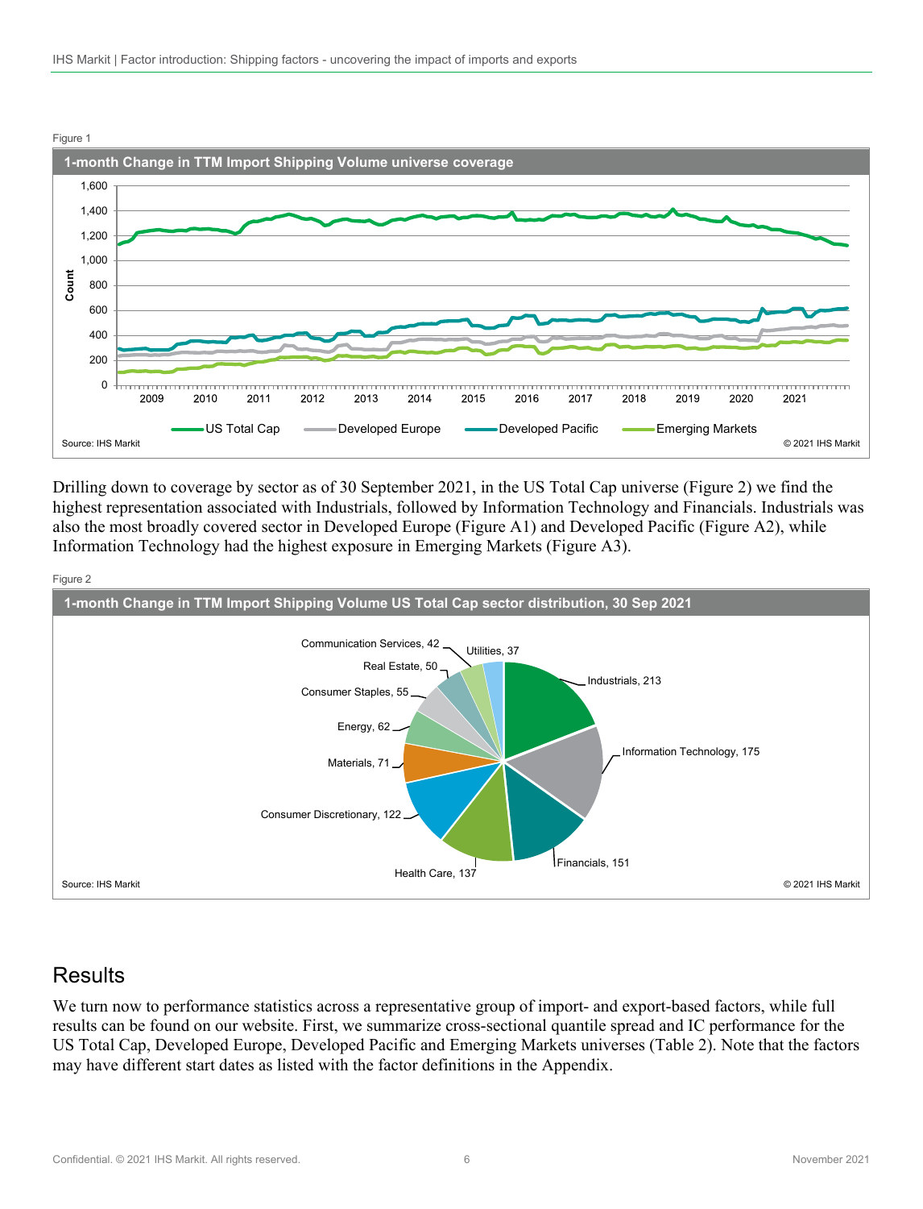Figure 1

1-month Change in TTM Import Shipping Volume universe coverage

Source: IHS Markit © 2021 IHS Markit

Drilling down to coverage by sector as of 30 September 2021, in the US Total Cap universe (Figure 2) we find the highest representation associated with Industrials, followed by Information Technology and Financials. Industrials was also the most broadly covered sector in Developed Europe (Figure A1) and Developed Pacific (Figure A2), while Information Technology had the highest exposure in Emerging Markets (Figure A3).

Figure 2

1-month Change in TTM Import Shipping Volume US Total Cap sector distribution, 30 Sep 2021

Source: IHS Markit © 2021 IHS Markit

## Results

We turn now to performance statistics across a representative group of import- and export-based factors, while full results can be found on our website. First, we summarize cross-sectional quantile spread and IC performance for the US Total Cap, Developed Europe, Developed Pacific and Emerging Markets universes (Table 2). Note that the factors may have different start dates as listed with the factor definitions in the Appendix.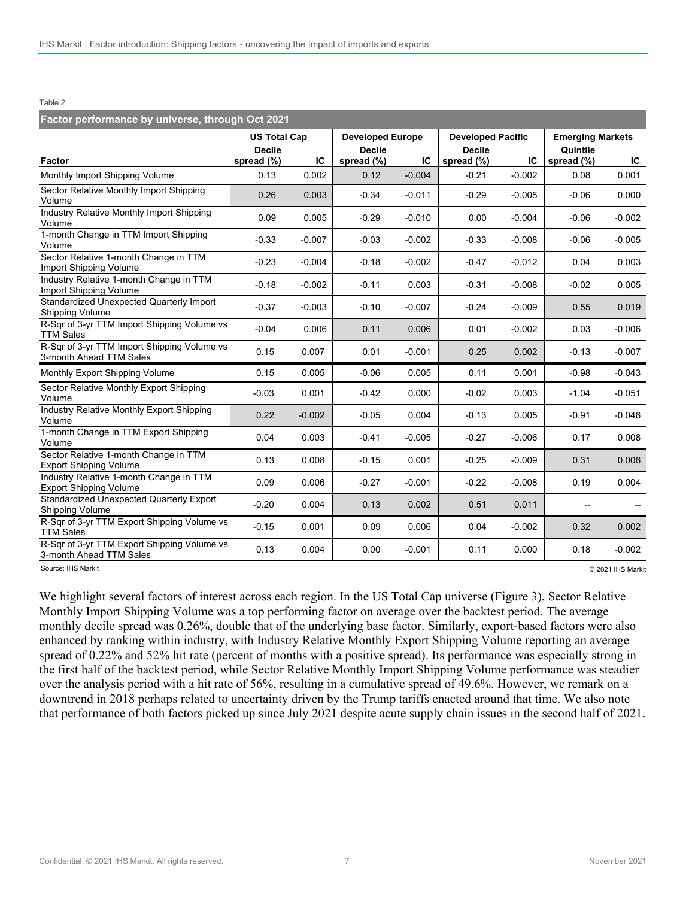Table 2

**Factor performance by universe, through Oct 2021**

| Factor | US Total Cap | | Developed Europe | | Developed Pacific | | Emerging Markets | |
|---|---|---|---|---|---|---|---|---|
| | Decile spread (%) | IC | Decile spread (%) | IC | Decile spread (%) | IC | Quintile spread (%) | IC |
| Monthly Import Shipping Volume | 0.13 | 0.002 | 0.12 | -0.004 | -0.21 | -0.002 | 0.08 | 0.001 |
| Sector Relative Monthly Import Shipping Volume | 0.26 | 0.003 | -0.34 | -0.011 | -0.29 | -0.005 | -0.06 | 0.000 |
| Industry Relative Monthly Import Shipping Volume | 0.09 | 0.005 | -0.29 | -0.010 | 0.00 | -0.004 | -0.06 | -0.002 |
| 1-month Change in TTM Import Shipping Volume | -0.33 | -0.007 | -0.03 | -0.002 | -0.33 | -0.008 | -0.06 | -0.005 |
| Sector Relative 1-month Change in TTM Import Shipping Volume | -0.23 | -0.004 | -0.18 | -0.002 | -0.47 | -0.012 | 0.04 | 0.003 |
| Industry Relative 1-month Change in TTM Import Shipping Volume | -0.18 | -0.002 | -0.11 | 0.003 | -0.31 | -0.008 | -0.02 | 0.005 |
| Standardized Unexpected Quarterly Import Shipping Volume | -0.37 | -0.003 | -0.10 | -0.007 | -0.24 | -0.009 | 0.55 | 0.019 |
| R-Sqr of 3-yr TTM Import Shipping Volume vs TTM Sales | -0.04 | 0.006 | 0.11 | 0.006 | 0.01 | -0.002 | 0.03 | -0.006 |
| R-Sqr of 3-yr TTM Import Shipping Volume vs 3-month Ahead TTM Sales | 0.15 | 0.007 | 0.01 | -0.001 | 0.25 | 0.002 | -0.13 | -0.007 |
| Monthly Export Shipping Volume | 0.15 | 0.005 | -0.06 | 0.005 | 0.11 | 0.001 | -0.98 | -0.043 |
| Sector Relative Monthly Export Shipping Volume | -0.03 | 0.001 | -0.42 | 0.000 | -0.02 | 0.003 | -1.04 | -0.051 |
| Industry Relative Monthly Export Shipping Volume | 0.22 | -0.002 | -0.05 | 0.004 | -0.13 | 0.005 | -0.91 | -0.046 |
| 1-month Change in TTM Export Shipping Volume | 0.04 | 0.003 | -0.41 | -0.005 | -0.27 | -0.006 | 0.17 | 0.008 |
| Sector Relative 1-month Change in TTM Export Shipping Volume | 0.13 | 0.008 | -0.15 | 0.001 | -0.25 | -0.009 | 0.31 | 0.006 |
| Industry Relative 1-month Change in TTM Export Shipping Volume | 0.09 | 0.006 | -0.27 | -0.001 | -0.22 | -0.008 | 0.19 | 0.004 |
| Standardized Unexpected Quarterly Export Shipping Volume | -0.20 | 0.004 | 0.13 | 0.002 | 0.51 | 0.011 | -- | -- |
| R-Sqr of 3-yr TTM Export Shipping Volume vs TTM Sales | -0.15 | 0.001 | 0.09 | 0.006 | 0.04 | -0.002 | 0.32 | 0.002 |
| R-Sqr of 3-yr TTM Export Shipping Volume vs 3-month Ahead TTM Sales | 0.13 | 0.004 | 0.00 | -0.001 | 0.11 | 0.000 | 0.18 | -0.002 |

Source: IHS Markit

© 2021 IHS Markit

We highlight several factors of interest across each region. In the US Total Cap universe (Figure 3), Sector Relative Monthly Import Shipping Volume was a top performing factor on average over the backtest period. The average monthly decile spread was 0.26%, double that of the underlying base factor. Similarly, export-based factors were also enhanced by ranking within industry, with Industry Relative Monthly Export Shipping Volume reporting an average spread of 0.22% and 52% hit rate (percent of months with a positive spread). Its performance was especially strong in the first half of the backtest period, while Sector Relative Monthly Import Shipping Volume performance was steadier over the analysis period with a hit rate of 56%, resulting in a cumulative spread of 49.6%. However, we remark on a downtrend in 2018 perhaps related to uncertainty driven by the Trump tariffs enacted around that time. We also note that performance of both factors picked up since July 2021 despite acute supply chain issues in the second half of 2021.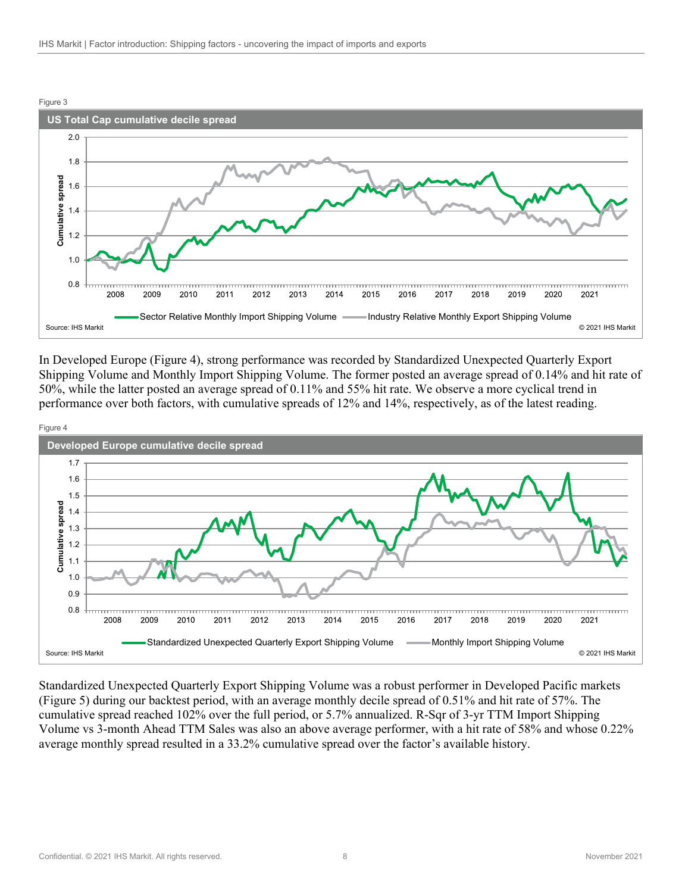Figure 3

**US Total Cap cumulative decile spread**

Source: IHS Markit

© 2021 IHS Markit

In Developed Europe (Figure 4), strong performance was recorded by Standardized Unexpected Quarterly Export Shipping Volume and Monthly Import Shipping Volume. The former posted an average spread of 0.14% and hit rate of 50%, while the latter posted an average spread of 0.11% and 55% hit rate. We observe a more cyclical trend in performance over both factors, with cumulative spreads of 12% and 14%, respectively, as of the latest reading.

Figure 4

**Developed Europe cumulative decile spread**

Source: IHS Markit

© 2021 IHS Markit

Standardized Unexpected Quarterly Export Shipping Volume was a robust performer in Developed Pacific markets (Figure 5) during our backtest period, with an average monthly decile spread of 0.51% and hit rate of 57%. The cumulative spread reached 102% over the full period, or 5.7% annualized. R-Sqr of 3-yr TTM Import Shipping Volume vs 3-month Ahead TTM Sales was also an above average performer, with a hit rate of 58% and whose 0.22% average monthly spread resulted in a 33.2% cumulative spread over the factor's available history.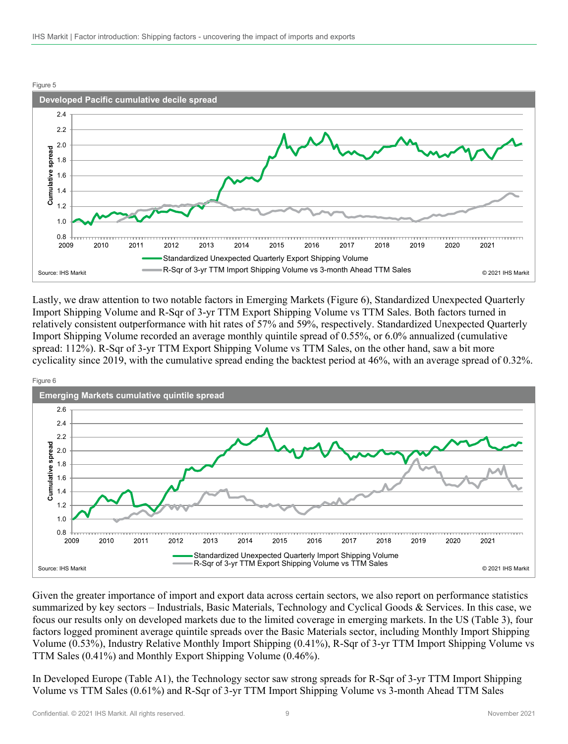Figure 5

**Developed Pacific cumulative decile spread**

Source: IHS Markit © 2021 IHS Markit

Lastly, we draw attention to two notable factors in Emerging Markets (Figure 6), Standardized Unexpected Quarterly Import Shipping Volume and R-Sqr of 3-yr TTM Export Shipping Volume vs TTM Sales. Both factors turned in relatively consistent outperformance with hit rates of 57% and 59%, respectively. Standardized Unexpected Quarterly Import Shipping Volume recorded an average monthly quintile spread of 0.55%, or 6.0% annualized (cumulative spread: 112%). R-Sqr of 3-yr TTM Export Shipping Volume vs TTM Sales, on the other hand, saw a bit more cyclicality since 2019, with the cumulative spread ending the backtest period at 46%, with an average spread of 0.32%.

Figure 6

**Emerging Markets cumulative quintile spread**

Source: IHS Markit © 2021 IHS Markit

Given the greater importance of import and export data across certain sectors, we also report on performance statistics summarized by key sectors – Industrials, Basic Materials, Technology and Cyclical Goods & Services. In this case, we focus our results only on developed markets due to the limited coverage in emerging markets. In the US (Table 3), four factors logged prominent average quintile spreads over the Basic Materials sector, including Monthly Import Shipping Volume (0.53%), Industry Relative Monthly Import Shipping (0.41%), R-Sqr of 3-yr TTM Import Shipping Volume vs TTM Sales (0.41%) and Monthly Export Shipping Volume (0.46%).

In Developed Europe (Table A1), the Technology sector saw strong spreads for R-Sqr of 3-yr TTM Import Shipping Volume vs TTM Sales (0.61%) and R-Sqr of 3-yr TTM Import Shipping Volume vs 3-month Ahead TTM Sales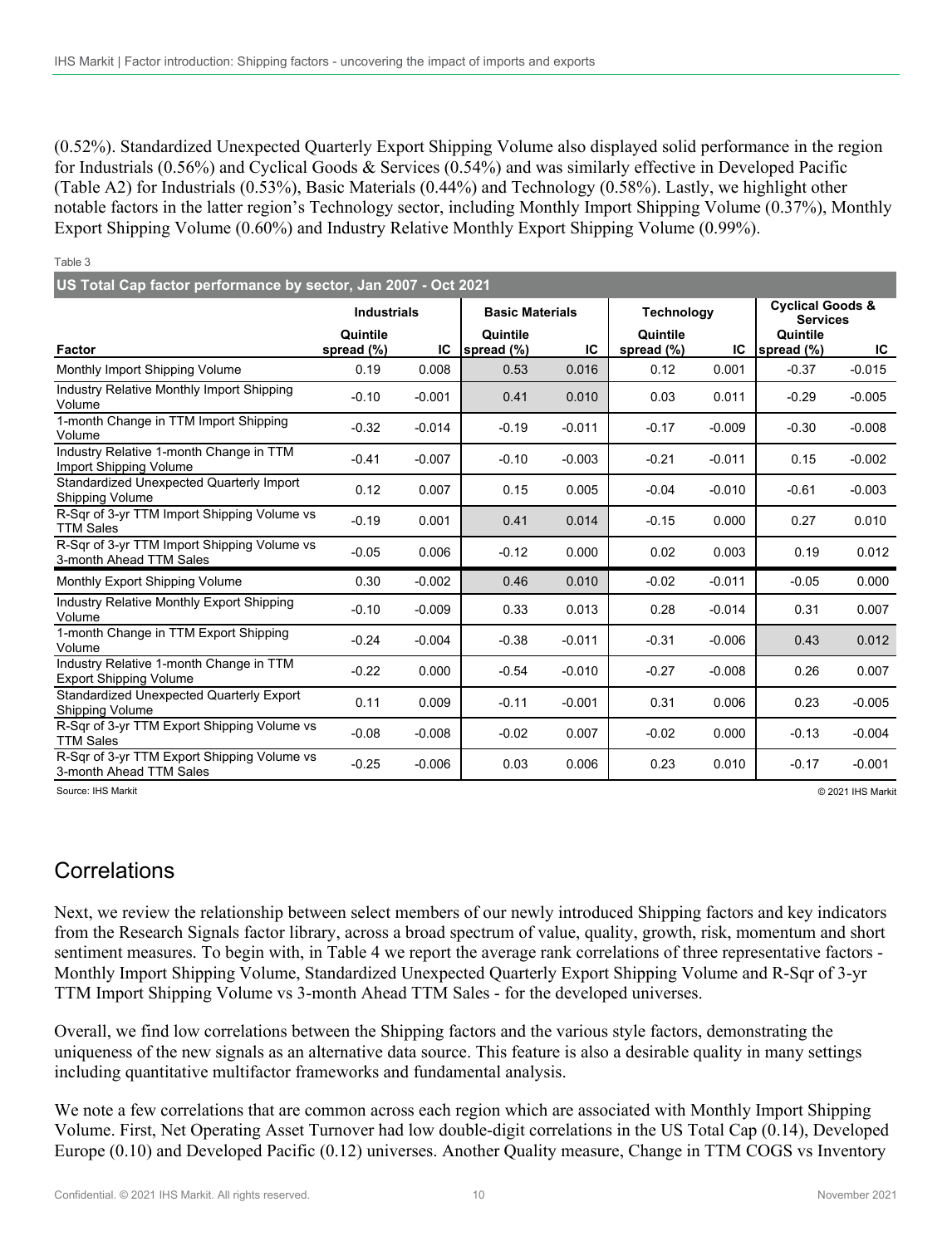(0.52%). Standardized Unexpected Quarterly Export Shipping Volume also displayed solid performance in the region for Industrials (0.56%) and Cyclical Goods & Services (0.54%) and was similarly effective in Developed Pacific (Table A2) for Industrials (0.53%), Basic Materials (0.44%) and Technology (0.58%). Lastly, we highlight other notable factors in the latter region's Technology sector, including Monthly Import Shipping Volume (0.37%), Monthly Export Shipping Volume (0.60%) and Industry Relative Monthly Export Shipping Volume (0.99%).

Table 3

**US Total Cap factor performance by sector, Jan 2007 - Oct 2021**

| | Industrials | | Basic Materials | | Technology | | Cyclical Goods & Services | |
|---|---|---|---|---|---|---|---|---|
| Factor | Quintile spread (%) | IC | Quintile spread (%) | IC | Quintile spread (%) | IC | Quintile spread (%) | IC |
| Monthly Import Shipping Volume | 0.19 | 0.008 | 0.53 | 0.016 | 0.12 | 0.001 | -0.37 | -0.015 |
| Industry Relative Monthly Import Shipping Volume | -0.10 | -0.001 | 0.41 | 0.010 | 0.03 | 0.011 | -0.29 | -0.005 |
| 1-month Change in TTM Import Shipping Volume | -0.32 | -0.014 | -0.19 | -0.011 | -0.17 | -0.009 | -0.30 | -0.008 |
| Industry Relative 1-month Change in TTM Import Shipping Volume | -0.41 | -0.007 | -0.10 | -0.003 | -0.21 | -0.011 | 0.15 | -0.002 |
| Standardized Unexpected Quarterly Import Shipping Volume | 0.12 | 0.007 | 0.15 | 0.005 | -0.04 | -0.010 | -0.61 | -0.003 |
| R-Sqr of 3-yr TTM Import Shipping Volume vs TTM Sales | -0.19 | 0.001 | 0.41 | 0.014 | -0.15 | 0.000 | 0.27 | 0.010 |
| R-Sqr of 3-yr TTM Import Shipping Volume vs 3-month Ahead TTM Sales | -0.05 | 0.006 | -0.12 | 0.000 | 0.02 | 0.003 | 0.19 | 0.012 |
| Monthly Export Shipping Volume | 0.30 | -0.002 | 0.46 | 0.010 | -0.02 | -0.011 | -0.05 | 0.000 |
| Industry Relative Monthly Export Shipping Volume | -0.10 | -0.009 | 0.33 | 0.013 | 0.28 | -0.014 | 0.31 | 0.007 |
| 1-month Change in TTM Export Shipping Volume | -0.24 | -0.004 | -0.38 | -0.011 | -0.31 | -0.006 | 0.43 | 0.012 |
| Industry Relative 1-month Change in TTM Export Shipping Volume | -0.22 | 0.000 | -0.54 | -0.010 | -0.27 | -0.008 | 0.26 | 0.007 |
| Standardized Unexpected Quarterly Export Shipping Volume | 0.11 | 0.009 | -0.11 | -0.001 | 0.31 | 0.006 | 0.23 | -0.005 |
| R-Sqr of 3-yr TTM Export Shipping Volume vs TTM Sales | -0.08 | -0.008 | -0.02 | 0.007 | -0.02 | 0.000 | -0.13 | -0.004 |
| R-Sqr of 3-yr TTM Export Shipping Volume vs 3-month Ahead TTM Sales | -0.25 | -0.006 | 0.03 | 0.006 | 0.23 | 0.010 | -0.17 | -0.001 |

Source: IHS Markit

© 2021 IHS Markit

## Correlations

Next, we review the relationship between select members of our newly introduced Shipping factors and key indicators from the Research Signals factor library, across a broad spectrum of value, quality, growth, risk, momentum and short sentiment measures. To begin with, in Table 4 we report the average rank correlations of three representative factors - Monthly Import Shipping Volume, Standardized Unexpected Quarterly Export Shipping Volume and R-Sqr of 3-yr TTM Import Shipping Volume vs 3-month Ahead TTM Sales - for the developed universes.

Overall, we find low correlations between the Shipping factors and the various style factors, demonstrating the uniqueness of the new signals as an alternative data source. This feature is also a desirable quality in many settings including quantitative multifactor frameworks and fundamental analysis.

We note a few correlations that are common across each region which are associated with Monthly Import Shipping Volume. First, Net Operating Asset Turnover had low double-digit correlations in the US Total Cap (0.14), Developed Europe (0.10) and Developed Pacific (0.12) universes. Another Quality measure, Change in TTM COGS vs Inventory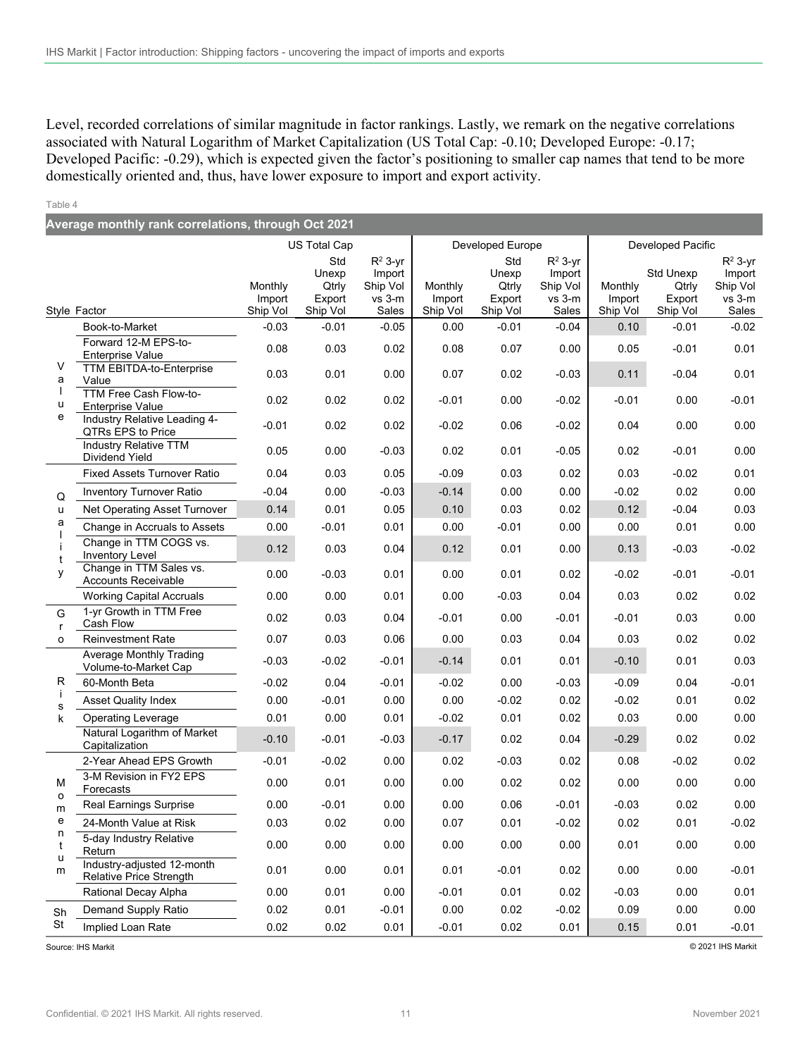Level, recorded correlations of similar magnitude in factor rankings. Lastly, we remark on the negative correlations associated with Natural Logarithm of Market Capitalization (US Total Cap: -0.10; Developed Europe: -0.17; Developed Pacific: -0.29), which is expected given the factor's positioning to smaller cap names that tend to be more domestically oriented and, thus, have lower exposure to import and export activity.

Table 4

**Average monthly rank correlations, through Oct 2021**

| | | US Total Cap | | | Developed Europe | | | Developed Pacific | | |
|---|---|---|---|---|---|---|---|---|---|---|
| Style | Factor | Monthly Import Ship Vol | Std Unexp Qtrly Export Ship Vol | $R^2$ 3-yr Import Ship Vol vs 3-m Sales | Monthly Import Ship Vol | Std Unexp Qtrly Export Ship Vol | $R^2$ 3-yr Import Ship Vol vs 3-m Sales | Monthly Import Ship Vol | Std Unexp Qtrly Export Ship Vol | $R^2$ 3-yr Import Ship Vol vs 3-m Sales |
| Value | Book-to-Market | -0.03 | -0.01 | -0.05 | 0.00 | -0.01 | -0.04 | 0.10 | -0.01 | -0.02 |
| | Forward 12-M EPS-to-Enterprise Value | 0.08 | 0.03 | 0.02 | 0.08 | 0.07 | 0.00 | 0.05 | -0.01 | 0.01 |
| | TTM EBITDA-to-Enterprise Value | 0.03 | 0.01 | 0.00 | 0.07 | 0.02 | -0.03 | 0.11 | -0.04 | 0.01 |
| | TTM Free Cash Flow-to-Enterprise Value | 0.02 | 0.02 | 0.02 | -0.01 | 0.00 | -0.02 | -0.01 | 0.00 | -0.01 |
| | Industry Relative Leading 4-QTRs EPS to Price | -0.01 | 0.02 | 0.02 | -0.02 | 0.06 | -0.02 | 0.04 | 0.00 | 0.00 |
| | Industry Relative TTM Dividend Yield | 0.05 | 0.00 | -0.03 | 0.02 | 0.01 | -0.05 | 0.02 | -0.01 | 0.00 |
| Quality | Fixed Assets Turnover Ratio | 0.04 | 0.03 | 0.05 | -0.09 | 0.03 | 0.02 | 0.03 | -0.02 | 0.01 |
| | Inventory Turnover Ratio | -0.04 | 0.00 | -0.03 | -0.14 | 0.00 | 0.00 | -0.02 | 0.02 | 0.00 |
| | Net Operating Asset Turnover | 0.14 | 0.01 | 0.05 | 0.10 | 0.03 | 0.02 | 0.12 | -0.04 | 0.03 |
| | Change in Accruals to Assets | 0.00 | -0.01 | 0.01 | 0.00 | -0.01 | 0.00 | 0.00 | 0.01 | 0.00 |
| | Change in TTM COGS vs. Inventory Level | 0.12 | 0.03 | 0.04 | 0.12 | 0.01 | 0.00 | 0.13 | -0.03 | -0.02 |
| | Change in TTM Sales vs. Accounts Receivable | 0.00 | -0.03 | 0.01 | 0.00 | 0.01 | 0.02 | -0.02 | -0.01 | -0.01 |
| | Working Capital Accruals | 0.00 | 0.00 | 0.01 | 0.00 | -0.03 | 0.04 | 0.03 | 0.02 | 0.02 |
| Gro | 1-yr Growth in TTM Free Cash Flow | 0.02 | 0.03 | 0.04 | -0.01 | 0.00 | -0.01 | -0.01 | 0.03 | 0.00 |
| | Reinvestment Rate | 0.07 | 0.03 | 0.06 | 0.00 | 0.03 | 0.04 | 0.03 | 0.02 | 0.02 |
| Risk | Average Monthly Trading Volume-to-Market Cap | -0.03 | -0.02 | -0.01 | -0.14 | 0.01 | 0.01 | -0.10 | 0.01 | 0.03 |
| | 60-Month Beta | -0.02 | 0.04 | -0.01 | -0.02 | 0.00 | -0.03 | -0.09 | 0.04 | -0.01 |
| | Asset Quality Index | 0.00 | -0.01 | 0.00 | 0.00 | -0.02 | 0.02 | -0.02 | 0.01 | 0.02 |
| | Operating Leverage | 0.01 | 0.00 | 0.01 | -0.02 | 0.01 | 0.02 | 0.03 | 0.00 | 0.00 |
| | Natural Logarithm of Market Capitalization | -0.10 | -0.01 | -0.03 | -0.17 | 0.02 | 0.04 | -0.29 | 0.02 | 0.02 |
| Momentum | 2-Year Ahead EPS Growth | -0.01 | -0.02 | 0.00 | 0.02 | -0.03 | 0.02 | 0.08 | -0.02 | 0.02 |
| | 3-M Revision in FY2 EPS Forecasts | 0.00 | 0.01 | 0.00 | 0.00 | 0.02 | 0.02 | 0.00 | 0.00 | 0.00 |
| | Real Earnings Surprise | 0.00 | -0.01 | 0.00 | 0.00 | 0.06 | -0.01 | -0.03 | 0.02 | 0.00 |
| | 24-Month Value at Risk | 0.03 | 0.02 | 0.00 | 0.07 | 0.01 | -0.02 | 0.02 | 0.01 | -0.02 |
| | 5-day Industry Relative Return | 0.00 | 0.00 | 0.00 | 0.00 | 0.00 | 0.00 | 0.01 | 0.00 | 0.00 |
| | Industry-adjusted 12-month Relative Price Strength | 0.01 | 0.00 | 0.01 | 0.01 | -0.01 | 0.02 | 0.00 | 0.00 | -0.01 |
| | Rational Decay Alpha | 0.00 | 0.01 | 0.00 | -0.01 | 0.01 | 0.02 | -0.03 | 0.00 | 0.01 |
| Sh St | Demand Supply Ratio | 0.02 | 0.01 | -0.01 | 0.00 | 0.02 | -0.02 | 0.09 | 0.00 | 0.00 |
| | Implied Loan Rate | 0.02 | 0.02 | 0.01 | -0.01 | 0.02 | 0.01 | 0.15 | 0.01 | -0.01 |

Source: IHS Markit © 2021 IHS Markit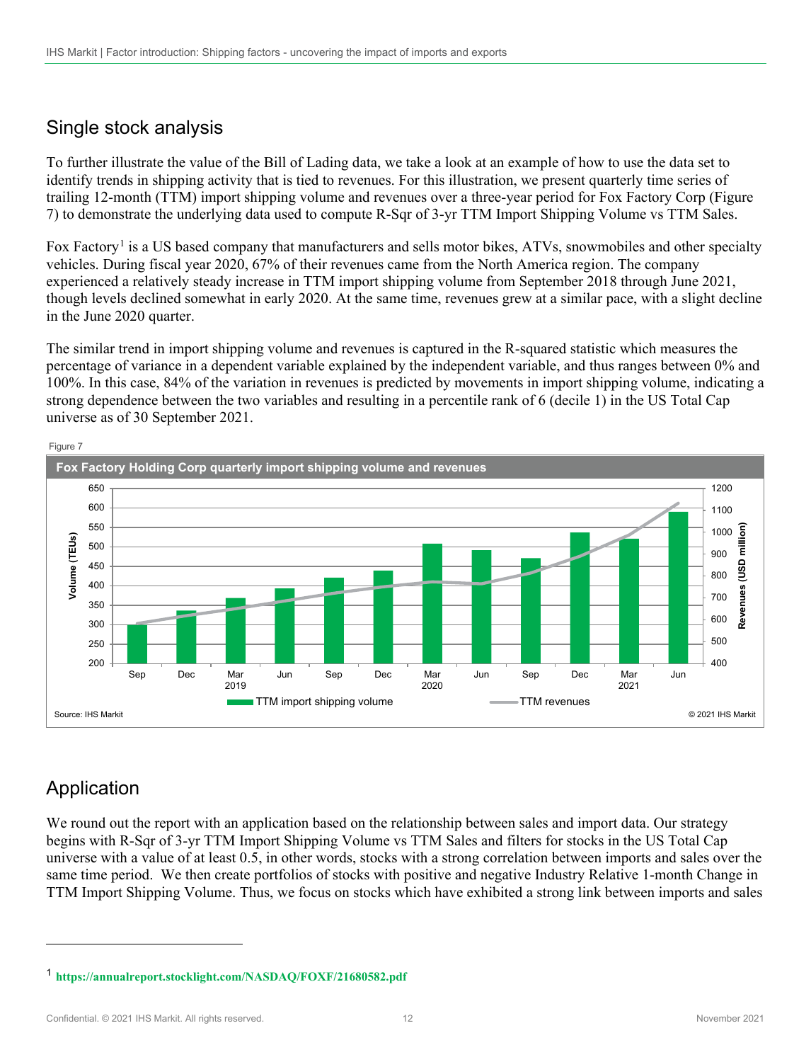## Single stock analysis

To further illustrate the value of the Bill of Lading data, we take a look at an example of how to use the data set to identify trends in shipping activity that is tied to revenues. For this illustration, we present quarterly time series of trailing 12-month (TTM) import shipping volume and revenues over a three-year period for Fox Factory Corp (Figure 7) to demonstrate the underlying data used to compute R-Sqr of 3-yr TTM Import Shipping Volume vs TTM Sales.

Fox Factory[1] is a US based company that manufacturers and sells motor bikes, ATVs, snowmobiles and other specialty vehicles. During fiscal year 2020, 67% of their revenues came from the North America region. The company experienced a relatively steady increase in TTM import shipping volume from September 2018 through June 2021, though levels declined somewhat in early 2020. At the same time, revenues grew at a similar pace, with a slight decline in the June 2020 quarter.

The similar trend in import shipping volume and revenues is captured in the R-squared statistic which measures the percentage of variance in a dependent variable explained by the independent variable, and thus ranges between 0% and 100%. In this case, 84% of the variation in revenues is predicted by movements in import shipping volume, indicating a strong dependence between the two variables and resulting in a percentile rank of 6 (decile 1) in the US Total Cap universe as of 30 September 2021.

Figure 7

**Fox Factory Holding Corp quarterly import shipping volume and revenues**

Source: IHS Markit

© 2021 IHS Markit

## Application

We round out the report with an application based on the relationship between sales and import data. Our strategy begins with R-Sqr of 3-yr TTM Import Shipping Volume vs TTM Sales and filters for stocks in the US Total Cap universe with a value of at least 0.5, in other words, stocks with a strong correlation between imports and sales over the same time period. We then create portfolios of stocks with positive and negative Industry Relative 1-month Change in TTM Import Shipping Volume. Thus, we focus on stocks which have exhibited a strong link between imports and sales

---

[1] **https://annualreport.stocklight.com/NASDAQ/FOXF/21680582.pdf**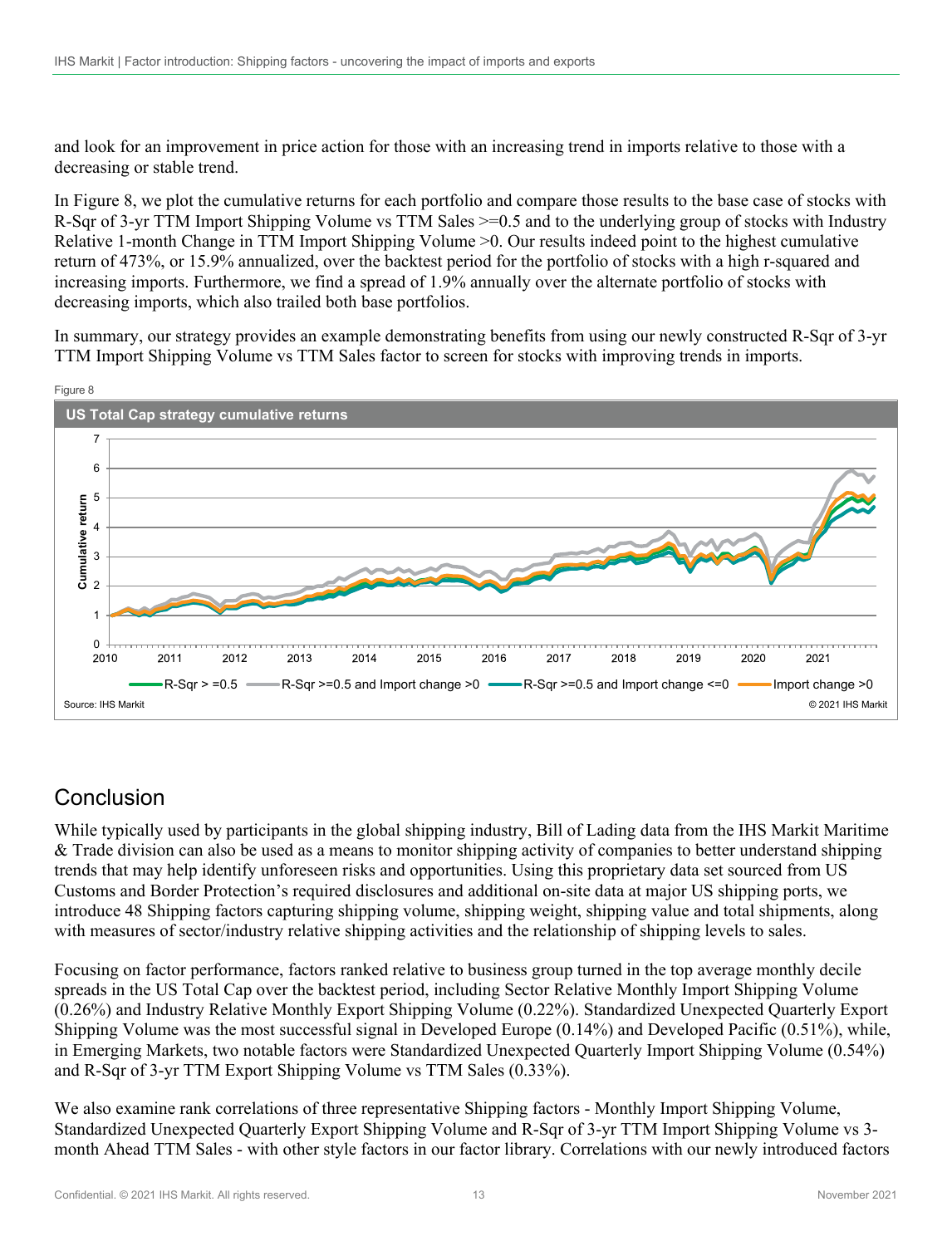and look for an improvement in price action for those with an increasing trend in imports relative to those with a decreasing or stable trend.

In Figure 8, we plot the cumulative returns for each portfolio and compare those results to the base case of stocks with R-Sqr of 3-yr TTM Import Shipping Volume vs TTM Sales >=0.5 and to the underlying group of stocks with Industry Relative 1-month Change in TTM Import Shipping Volume >0. Our results indeed point to the highest cumulative return of 473%, or 15.9% annualized, over the backtest period for the portfolio of stocks with a high r-squared and increasing imports. Furthermore, we find a spread of 1.9% annually over the alternate portfolio of stocks with decreasing imports, which also trailed both base portfolios.

In summary, our strategy provides an example demonstrating benefits from using our newly constructed R-Sqr of 3-yr TTM Import Shipping Volume vs TTM Sales factor to screen for stocks with improving trends in imports.

Figure 8

**US Total Cap strategy cumulative returns**

Legend: R-Sqr > =0.5; R-Sqr >=0.5 and Import change >0; R-Sqr >=0.5 and Import change <=0; Import change >0

Source: IHS Markit

© 2021 IHS Markit

## Conclusion

While typically used by participants in the global shipping industry, Bill of Lading data from the IHS Markit Maritime & Trade division can also be used as a means to monitor shipping activity of companies to better understand shipping trends that may help identify unforeseen risks and opportunities. Using this proprietary data set sourced from US Customs and Border Protection's required disclosures and additional on-site data at major US shipping ports, we introduce 48 Shipping factors capturing shipping volume, shipping weight, shipping value and total shipments, along with measures of sector/industry relative shipping activities and the relationship of shipping levels to sales.

Focusing on factor performance, factors ranked relative to business group turned in the top average monthly decile spreads in the US Total Cap over the backtest period, including Sector Relative Monthly Import Shipping Volume (0.26%) and Industry Relative Monthly Export Shipping Volume (0.22%). Standardized Unexpected Quarterly Export Shipping Volume was the most successful signal in Developed Europe (0.14%) and Developed Pacific (0.51%), while, in Emerging Markets, two notable factors were Standardized Unexpected Quarterly Import Shipping Volume (0.54%) and R-Sqr of 3-yr TTM Export Shipping Volume vs TTM Sales (0.33%).

We also examine rank correlations of three representative Shipping factors - Monthly Import Shipping Volume, Standardized Unexpected Quarterly Export Shipping Volume and R-Sqr of 3-yr TTM Import Shipping Volume vs 3-month Ahead TTM Sales - with other style factors in our factor library. Correlations with our newly introduced factors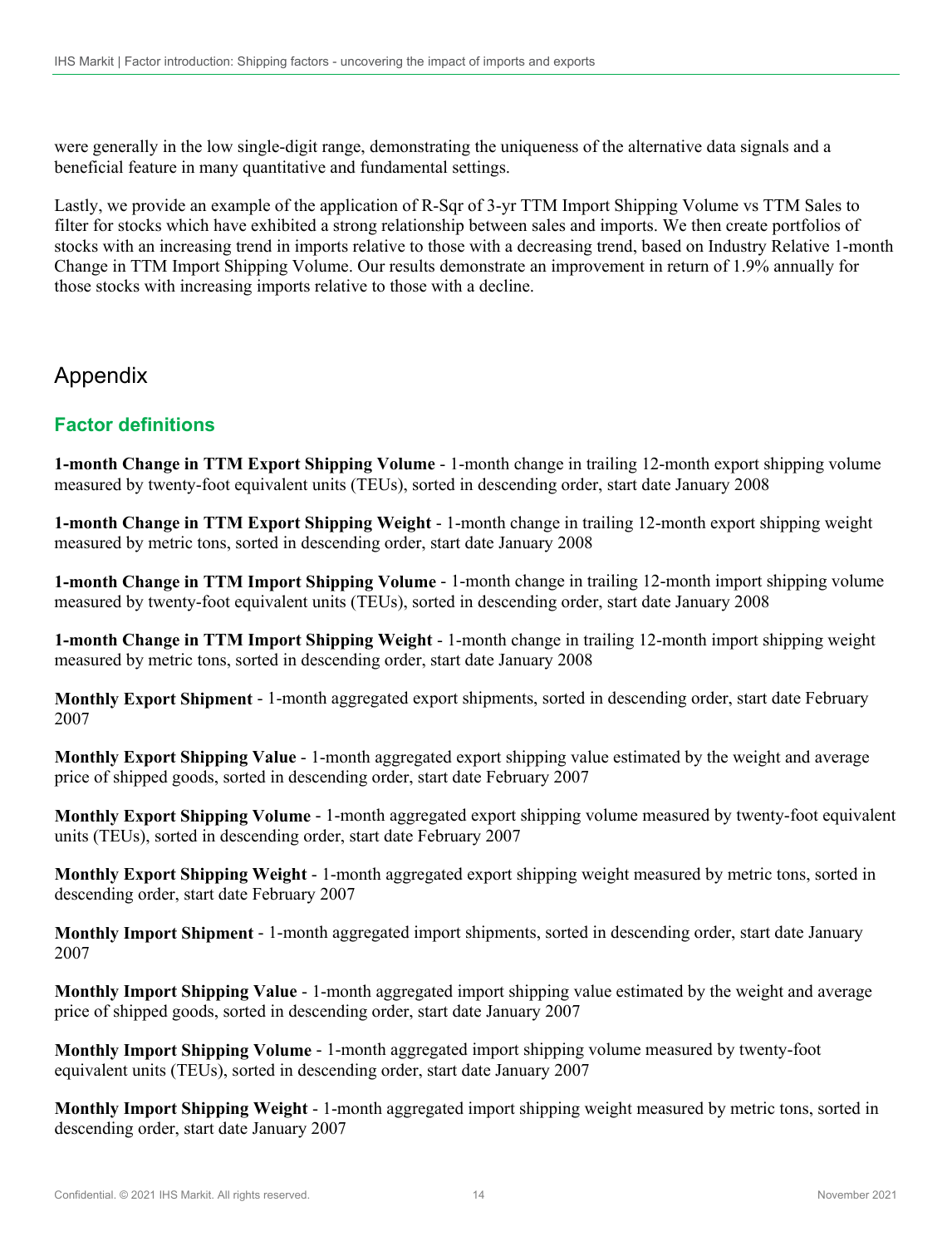were generally in the low single-digit range, demonstrating the uniqueness of the alternative data signals and a beneficial feature in many quantitative and fundamental settings.

Lastly, we provide an example of the application of R-Sqr of 3-yr TTM Import Shipping Volume vs TTM Sales to filter for stocks which have exhibited a strong relationship between sales and imports. We then create portfolios of stocks with an increasing trend in imports relative to those with a decreasing trend, based on Industry Relative 1-month Change in TTM Import Shipping Volume. Our results demonstrate an improvement in return of 1.9% annually for those stocks with increasing imports relative to those with a decline.

# Appendix

## Factor definitions

**1-month Change in TTM Export Shipping Volume** - 1-month change in trailing 12-month export shipping volume measured by twenty-foot equivalent units (TEUs), sorted in descending order, start date January 2008

**1-month Change in TTM Export Shipping Weight** - 1-month change in trailing 12-month export shipping weight measured by metric tons, sorted in descending order, start date January 2008

**1-month Change in TTM Import Shipping Volume** - 1-month change in trailing 12-month import shipping volume measured by twenty-foot equivalent units (TEUs), sorted in descending order, start date January 2008

**1-month Change in TTM Import Shipping Weight** - 1-month change in trailing 12-month import shipping weight measured by metric tons, sorted in descending order, start date January 2008

**Monthly Export Shipment** - 1-month aggregated export shipments, sorted in descending order, start date February 2007

**Monthly Export Shipping Value** - 1-month aggregated export shipping value estimated by the weight and average price of shipped goods, sorted in descending order, start date February 2007

**Monthly Export Shipping Volume** - 1-month aggregated export shipping volume measured by twenty-foot equivalent units (TEUs), sorted in descending order, start date February 2007

**Monthly Export Shipping Weight** - 1-month aggregated export shipping weight measured by metric tons, sorted in descending order, start date February 2007

**Monthly Import Shipment** - 1-month aggregated import shipments, sorted in descending order, start date January 2007

**Monthly Import Shipping Value** - 1-month aggregated import shipping value estimated by the weight and average price of shipped goods, sorted in descending order, start date January 2007

**Monthly Import Shipping Volume** - 1-month aggregated import shipping volume measured by twenty-foot equivalent units (TEUs), sorted in descending order, start date January 2007

**Monthly Import Shipping Weight** - 1-month aggregated import shipping weight measured by metric tons, sorted in descending order, start date January 2007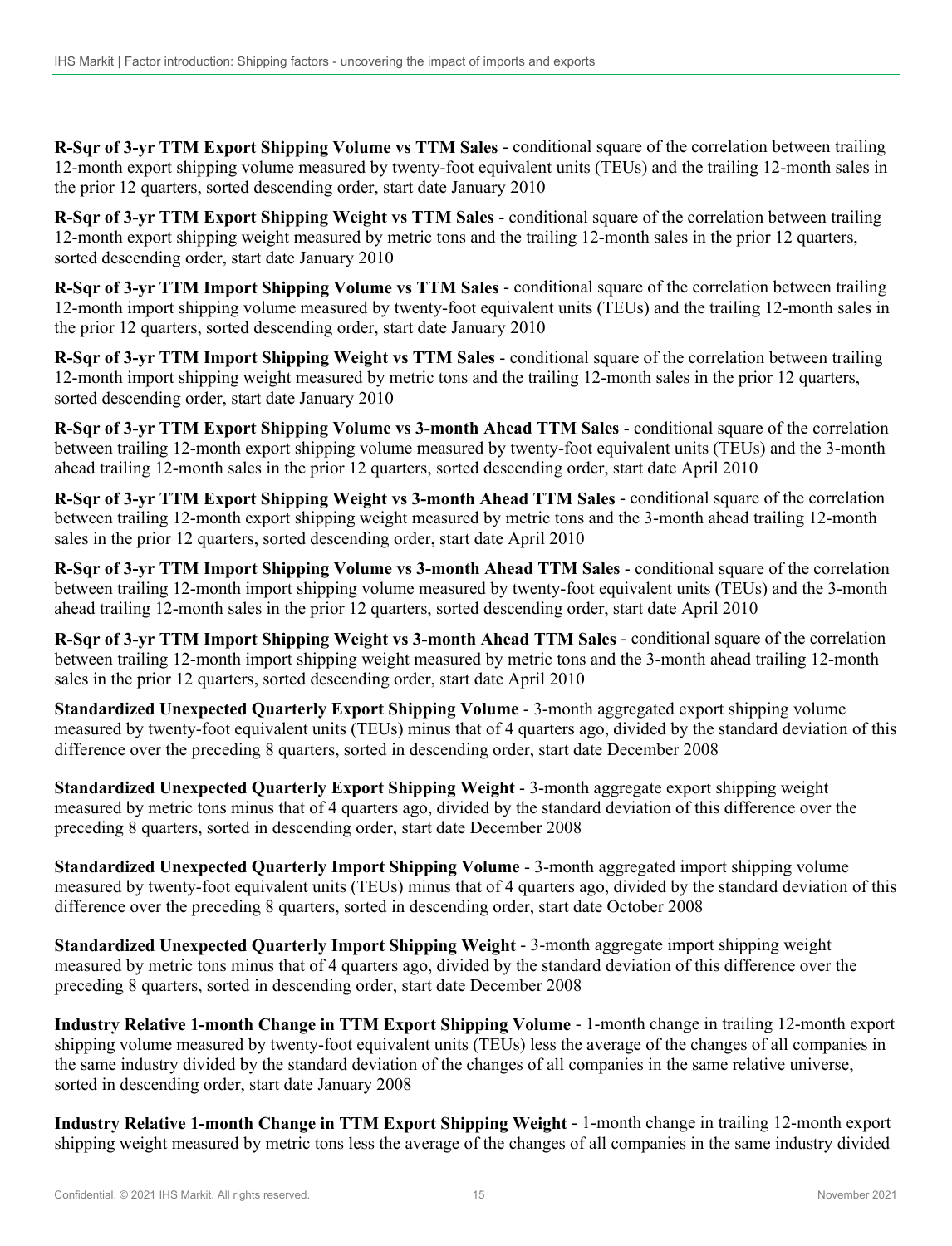**R-Sqr of 3-yr TTM Export Shipping Volume vs TTM Sales** - conditional square of the correlation between trailing 12-month export shipping volume measured by twenty-foot equivalent units (TEUs) and the trailing 12-month sales in the prior 12 quarters, sorted descending order, start date January 2010

**R-Sqr of 3-yr TTM Export Shipping Weight vs TTM Sales** - conditional square of the correlation between trailing 12-month export shipping weight measured by metric tons and the trailing 12-month sales in the prior 12 quarters, sorted descending order, start date January 2010

**R-Sqr of 3-yr TTM Import Shipping Volume vs TTM Sales** - conditional square of the correlation between trailing 12-month import shipping volume measured by twenty-foot equivalent units (TEUs) and the trailing 12-month sales in the prior 12 quarters, sorted descending order, start date January 2010

**R-Sqr of 3-yr TTM Import Shipping Weight vs TTM Sales** - conditional square of the correlation between trailing 12-month import shipping weight measured by metric tons and the trailing 12-month sales in the prior 12 quarters, sorted descending order, start date January 2010

**R-Sqr of 3-yr TTM Export Shipping Volume vs 3-month Ahead TTM Sales** - conditional square of the correlation between trailing 12-month export shipping volume measured by twenty-foot equivalent units (TEUs) and the 3-month ahead trailing 12-month sales in the prior 12 quarters, sorted descending order, start date April 2010

**R-Sqr of 3-yr TTM Export Shipping Weight vs 3-month Ahead TTM Sales** - conditional square of the correlation between trailing 12-month export shipping weight measured by metric tons and the 3-month ahead trailing 12-month sales in the prior 12 quarters, sorted descending order, start date April 2010

**R-Sqr of 3-yr TTM Import Shipping Volume vs 3-month Ahead TTM Sales** - conditional square of the correlation between trailing 12-month import shipping volume measured by twenty-foot equivalent units (TEUs) and the 3-month ahead trailing 12-month sales in the prior 12 quarters, sorted descending order, start date April 2010

**R-Sqr of 3-yr TTM Import Shipping Weight vs 3-month Ahead TTM Sales** - conditional square of the correlation between trailing 12-month import shipping weight measured by metric tons and the 3-month ahead trailing 12-month sales in the prior 12 quarters, sorted descending order, start date April 2010

**Standardized Unexpected Quarterly Export Shipping Volume** - 3-month aggregated export shipping volume measured by twenty-foot equivalent units (TEUs) minus that of 4 quarters ago, divided by the standard deviation of this difference over the preceding 8 quarters, sorted in descending order, start date December 2008

**Standardized Unexpected Quarterly Export Shipping Weight** - 3-month aggregate export shipping weight measured by metric tons minus that of 4 quarters ago, divided by the standard deviation of this difference over the preceding 8 quarters, sorted in descending order, start date December 2008

**Standardized Unexpected Quarterly Import Shipping Volume** - 3-month aggregated import shipping volume measured by twenty-foot equivalent units (TEUs) minus that of 4 quarters ago, divided by the standard deviation of this difference over the preceding 8 quarters, sorted in descending order, start date October 2008

**Standardized Unexpected Quarterly Import Shipping Weight** - 3-month aggregate import shipping weight measured by metric tons minus that of 4 quarters ago, divided by the standard deviation of this difference over the preceding 8 quarters, sorted in descending order, start date December 2008

**Industry Relative 1-month Change in TTM Export Shipping Volume** - 1-month change in trailing 12-month export shipping volume measured by twenty-foot equivalent units (TEUs) less the average of the changes of all companies in the same industry divided by the standard deviation of the changes of all companies in the same relative universe, sorted in descending order, start date January 2008

**Industry Relative 1-month Change in TTM Export Shipping Weight** - 1-month change in trailing 12-month export shipping weight measured by metric tons less the average of the changes of all companies in the same industry divided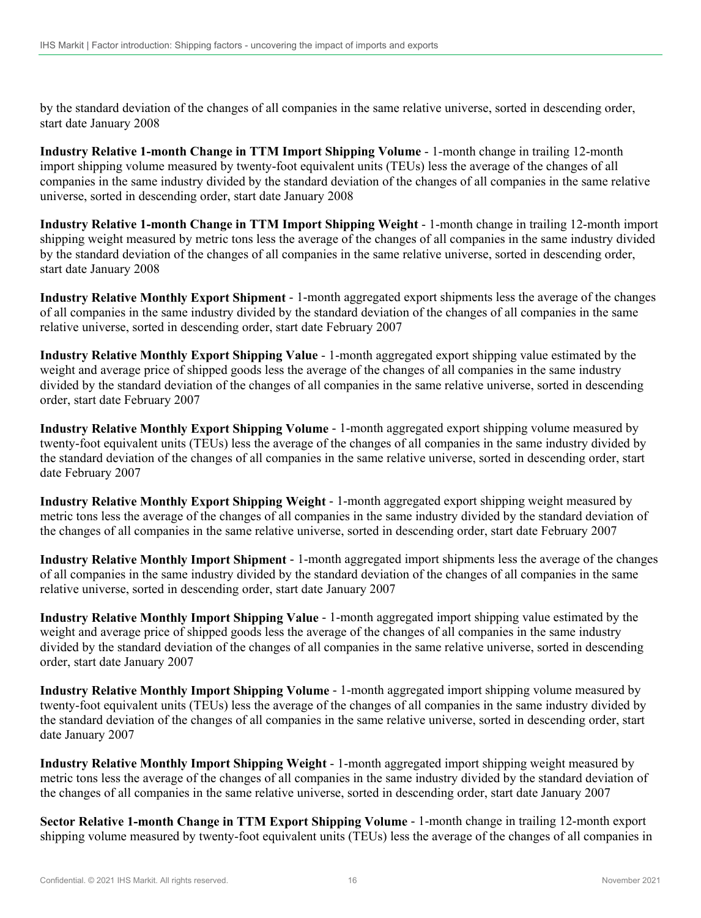by the standard deviation of the changes of all companies in the same relative universe, sorted in descending order, start date January 2008

**Industry Relative 1-month Change in TTM Import Shipping Volume** - 1-month change in trailing 12-month import shipping volume measured by twenty-foot equivalent units (TEUs) less the average of the changes of all companies in the same industry divided by the standard deviation of the changes of all companies in the same relative universe, sorted in descending order, start date January 2008

**Industry Relative 1-month Change in TTM Import Shipping Weight** - 1-month change in trailing 12-month import shipping weight measured by metric tons less the average of the changes of all companies in the same industry divided by the standard deviation of the changes of all companies in the same relative universe, sorted in descending order, start date January 2008

**Industry Relative Monthly Export Shipment** - 1-month aggregated export shipments less the average of the changes of all companies in the same industry divided by the standard deviation of the changes of all companies in the same relative universe, sorted in descending order, start date February 2007

**Industry Relative Monthly Export Shipping Value** - 1-month aggregated export shipping value estimated by the weight and average price of shipped goods less the average of the changes of all companies in the same industry divided by the standard deviation of the changes of all companies in the same relative universe, sorted in descending order, start date February 2007

**Industry Relative Monthly Export Shipping Volume** - 1-month aggregated export shipping volume measured by twenty-foot equivalent units (TEUs) less the average of the changes of all companies in the same industry divided by the standard deviation of the changes of all companies in the same relative universe, sorted in descending order, start date February 2007

**Industry Relative Monthly Export Shipping Weight** - 1-month aggregated export shipping weight measured by metric tons less the average of the changes of all companies in the same industry divided by the standard deviation of the changes of all companies in the same relative universe, sorted in descending order, start date February 2007

**Industry Relative Monthly Import Shipment** - 1-month aggregated import shipments less the average of the changes of all companies in the same industry divided by the standard deviation of the changes of all companies in the same relative universe, sorted in descending order, start date January 2007

**Industry Relative Monthly Import Shipping Value** - 1-month aggregated import shipping value estimated by the weight and average price of shipped goods less the average of the changes of all companies in the same industry divided by the standard deviation of the changes of all companies in the same relative universe, sorted in descending order, start date January 2007

**Industry Relative Monthly Import Shipping Volume** - 1-month aggregated import shipping volume measured by twenty-foot equivalent units (TEUs) less the average of the changes of all companies in the same industry divided by the standard deviation of the changes of all companies in the same relative universe, sorted in descending order, start date January 2007

**Industry Relative Monthly Import Shipping Weight** - 1-month aggregated import shipping weight measured by metric tons less the average of the changes of all companies in the same industry divided by the standard deviation of the changes of all companies in the same relative universe, sorted in descending order, start date January 2007

**Sector Relative 1-month Change in TTM Export Shipping Volume** - 1-month change in trailing 12-month export shipping volume measured by twenty-foot equivalent units (TEUs) less the average of the changes of all companies in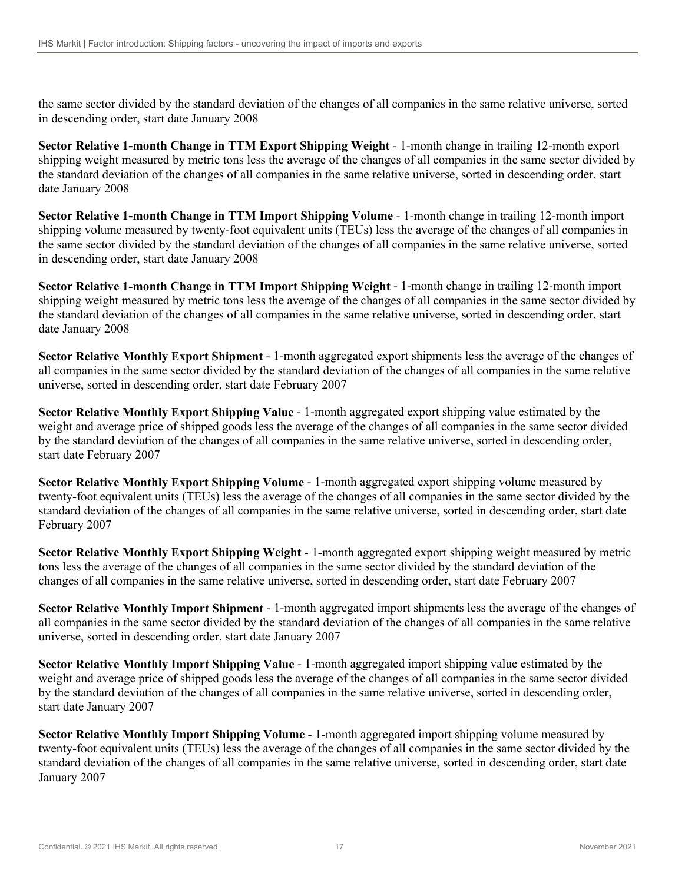the same sector divided by the standard deviation of the changes of all companies in the same relative universe, sorted in descending order, start date January 2008

**Sector Relative 1-month Change in TTM Export Shipping Weight** - 1-month change in trailing 12-month export shipping weight measured by metric tons less the average of the changes of all companies in the same sector divided by the standard deviation of the changes of all companies in the same relative universe, sorted in descending order, start date January 2008

**Sector Relative 1-month Change in TTM Import Shipping Volume** - 1-month change in trailing 12-month import shipping volume measured by twenty-foot equivalent units (TEUs) less the average of the changes of all companies in the same sector divided by the standard deviation of the changes of all companies in the same relative universe, sorted in descending order, start date January 2008

**Sector Relative 1-month Change in TTM Import Shipping Weight** - 1-month change in trailing 12-month import shipping weight measured by metric tons less the average of the changes of all companies in the same sector divided by the standard deviation of the changes of all companies in the same relative universe, sorted in descending order, start date January 2008

**Sector Relative Monthly Export Shipment** - 1-month aggregated export shipments less the average of the changes of all companies in the same sector divided by the standard deviation of the changes of all companies in the same relative universe, sorted in descending order, start date February 2007

**Sector Relative Monthly Export Shipping Value** - 1-month aggregated export shipping value estimated by the weight and average price of shipped goods less the average of the changes of all companies in the same sector divided by the standard deviation of the changes of all companies in the same relative universe, sorted in descending order, start date February 2007

**Sector Relative Monthly Export Shipping Volume** - 1-month aggregated export shipping volume measured by twenty-foot equivalent units (TEUs) less the average of the changes of all companies in the same sector divided by the standard deviation of the changes of all companies in the same relative universe, sorted in descending order, start date February 2007

**Sector Relative Monthly Export Shipping Weight** - 1-month aggregated export shipping weight measured by metric tons less the average of the changes of all companies in the same sector divided by the standard deviation of the changes of all companies in the same relative universe, sorted in descending order, start date February 2007

**Sector Relative Monthly Import Shipment** - 1-month aggregated import shipments less the average of the changes of all companies in the same sector divided by the standard deviation of the changes of all companies in the same relative universe, sorted in descending order, start date January 2007

**Sector Relative Monthly Import Shipping Value** - 1-month aggregated import shipping value estimated by the weight and average price of shipped goods less the average of the changes of all companies in the same sector divided by the standard deviation of the changes of all companies in the same relative universe, sorted in descending order, start date January 2007

**Sector Relative Monthly Import Shipping Volume** - 1-month aggregated import shipping volume measured by twenty-foot equivalent units (TEUs) less the average of the changes of all companies in the same sector divided by the standard deviation of the changes of all companies in the same relative universe, sorted in descending order, start date January 2007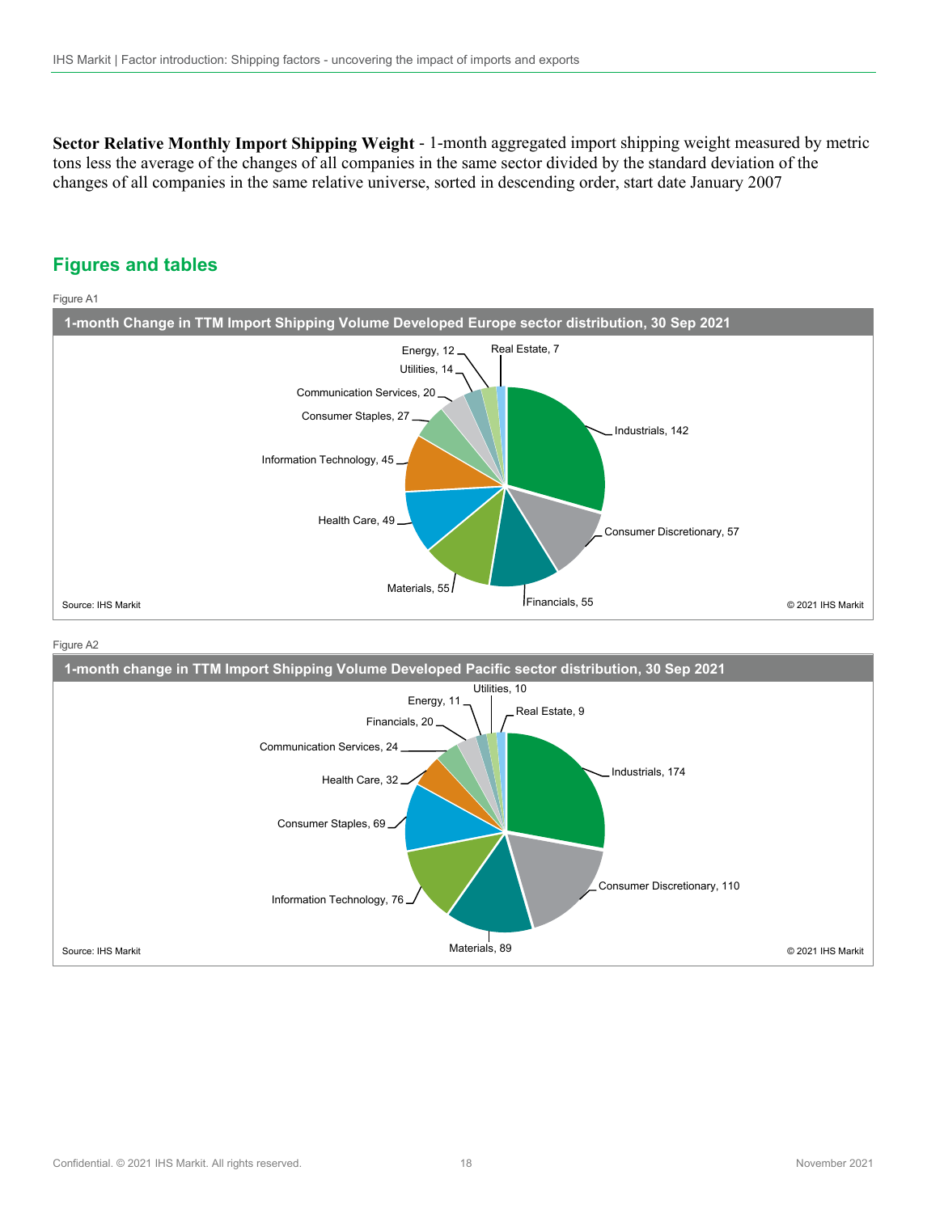**Sector Relative Monthly Import Shipping Weight** - 1-month aggregated import shipping weight measured by metric tons less the average of the changes of all companies in the same sector divided by the standard deviation of the changes of all companies in the same relative universe, sorted in descending order, start date January 2007

## Figures and tables

Figure A1

**1-month Change in TTM Import Shipping Volume Developed Europe sector distribution, 30 Sep 2021**

| Sector | Count |
|---|---|
| Industrials | 142 |
| Consumer Discretionary | 57 |
| Financials | 55 |
| Materials | 55 |
| Health Care | 49 |
| Information Technology | 45 |
| Consumer Staples | 27 |
| Communication Services | 20 |
| Utilities | 14 |
| Energy | 12 |
| Real Estate | 7 |

Source: IHS Markit © 2021 IHS Markit

Figure A2

**1-month change in TTM Import Shipping Volume Developed Pacific sector distribution, 30 Sep 2021**

| Sector | Count |
|---|---|
| Industrials | 174 |
| Consumer Discretionary | 110 |
| Materials | 89 |
| Information Technology | 76 |
| Consumer Staples | 69 |
| Health Care | 32 |
| Communication Services | 24 |
| Financials | 20 |
| Energy | 11 |
| Utilities | 10 |
| Real Estate | 9 |

Source: IHS Markit © 2021 IHS Markit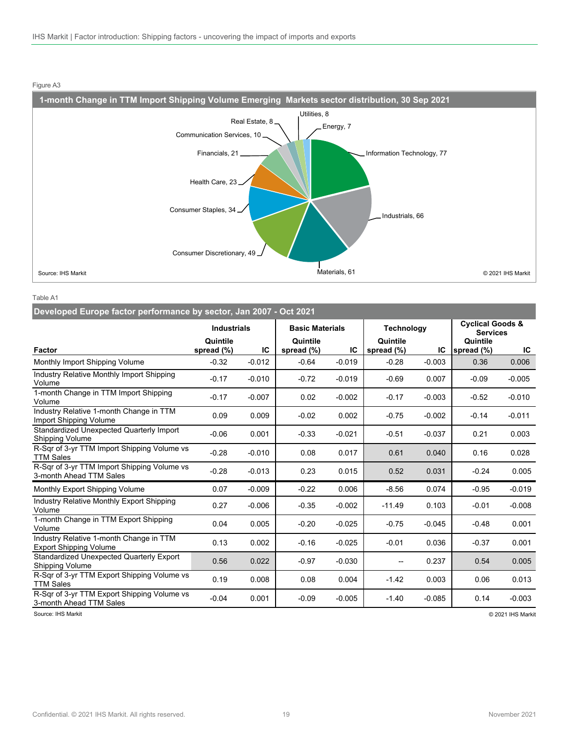Figure A3

**1-month Change in TTM Import Shipping Volume Emerging Markets sector distribution, 30 Sep 2021**

| Sector | Count |
|---|---|
| Information Technology | 77 |
| Industrials | 66 |
| Materials | 61 |
| Consumer Discretionary | 49 |
| Consumer Staples | 34 |
| Health Care | 23 |
| Financials | 21 |
| Communication Services | 10 |
| Real Estate | 8 |
| Utilities | 8 |
| Energy | 7 |

Source: IHS Markit © 2021 IHS Markit

Table A1

**Developed Europe factor performance by sector, Jan 2007 - Oct 2021**

| Factor | Industrials | | Basic Materials | | Technology | | Cyclical Goods & Services | |
|---|---|---|---|---|---|---|---|---|
| | Quintile spread (%) | IC | Quintile spread (%) | IC | Quintile spread (%) | IC | Quintile spread (%) | IC |
| Monthly Import Shipping Volume | -0.32 | -0.012 | -0.64 | -0.019 | -0.28 | -0.003 | 0.36 | 0.006 |
| Industry Relative Monthly Import Shipping Volume | -0.17 | -0.010 | -0.72 | -0.019 | -0.69 | 0.007 | -0.09 | -0.005 |
| 1-month Change in TTM Import Shipping Volume | -0.17 | -0.007 | 0.02 | -0.002 | -0.17 | -0.003 | -0.52 | -0.010 |
| Industry Relative 1-month Change in TTM Import Shipping Volume | 0.09 | 0.009 | -0.02 | 0.002 | -0.75 | -0.002 | -0.14 | -0.011 |
| Standardized Unexpected Quarterly Import Shipping Volume | -0.06 | 0.001 | -0.33 | -0.021 | -0.51 | -0.037 | 0.21 | 0.003 |
| R-Sqr of 3-yr TTM Import Shipping Volume vs TTM Sales | -0.28 | -0.010 | 0.08 | 0.017 | 0.61 | 0.040 | 0.16 | 0.028 |
| R-Sqr of 3-yr TTM Import Shipping Volume vs 3-month Ahead TTM Sales | -0.28 | -0.013 | 0.23 | 0.015 | 0.52 | 0.031 | -0.24 | 0.005 |
| Monthly Export Shipping Volume | 0.07 | -0.009 | -0.22 | 0.006 | -8.56 | 0.074 | -0.95 | -0.019 |
| Industry Relative Monthly Export Shipping Volume | 0.27 | -0.006 | -0.35 | -0.002 | -11.49 | 0.103 | -0.01 | -0.008 |
| 1-month Change in TTM Export Shipping Volume | 0.04 | 0.005 | -0.20 | -0.025 | -0.75 | -0.045 | -0.48 | 0.001 |
| Industry Relative 1-month Change in TTM Export Shipping Volume | 0.13 | 0.002 | -0.16 | -0.025 | -0.01 | 0.036 | -0.37 | 0.001 |
| Standardized Unexpected Quarterly Export Shipping Volume | 0.56 | 0.022 | -0.97 | -0.030 | -- | 0.237 | 0.54 | 0.005 |
| R-Sqr of 3-yr TTM Export Shipping Volume vs TTM Sales | 0.19 | 0.008 | 0.08 | 0.004 | -1.42 | 0.003 | 0.06 | 0.013 |
| R-Sqr of 3-yr TTM Export Shipping Volume vs 3-month Ahead TTM Sales | -0.04 | 0.001 | -0.09 | -0.005 | -1.40 | -0.085 | 0.14 | -0.003 |

Source: IHS Markit © 2021 IHS Markit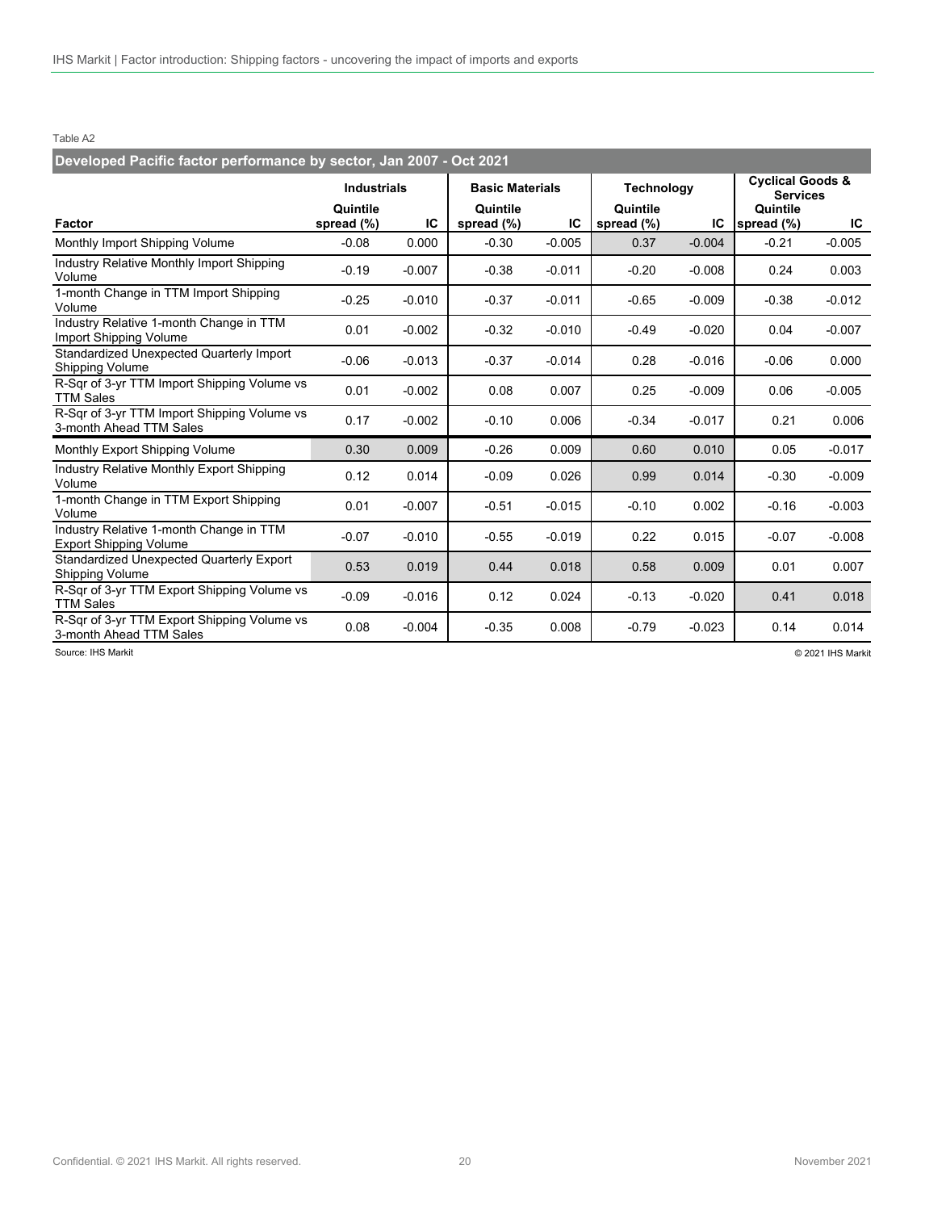Table A2

**Developed Pacific factor performance by sector, Jan 2007 - Oct 2021**

| Factor | Industrials | | Basic Materials | | Technology | | Cyclical Goods & Services | |
|---|---|---|---|---|---|---|---|---|
| | Quintile spread (%) | IC | Quintile spread (%) | IC | Quintile spread (%) | IC | Quintile spread (%) | IC |
| Monthly Import Shipping Volume | -0.08 | 0.000 | -0.30 | -0.005 | 0.37 | -0.004 | -0.21 | -0.005 |
| Industry Relative Monthly Import Shipping Volume | -0.19 | -0.007 | -0.38 | -0.011 | -0.20 | -0.008 | 0.24 | 0.003 |
| 1-month Change in TTM Import Shipping Volume | -0.25 | -0.010 | -0.37 | -0.011 | -0.65 | -0.009 | -0.38 | -0.012 |
| Industry Relative 1-month Change in TTM Import Shipping Volume | 0.01 | -0.002 | -0.32 | -0.010 | -0.49 | -0.020 | 0.04 | -0.007 |
| Standardized Unexpected Quarterly Import Shipping Volume | -0.06 | -0.013 | -0.37 | -0.014 | 0.28 | -0.016 | -0.06 | 0.000 |
| R-Sqr of 3-yr TTM Import Shipping Volume vs TTM Sales | 0.01 | -0.002 | 0.08 | 0.007 | 0.25 | -0.009 | 0.06 | -0.005 |
| R-Sqr of 3-yr TTM Import Shipping Volume vs 3-month Ahead TTM Sales | 0.17 | -0.002 | -0.10 | 0.006 | -0.34 | -0.017 | 0.21 | 0.006 |
| Monthly Export Shipping Volume | 0.30 | 0.009 | -0.26 | 0.009 | 0.60 | 0.010 | 0.05 | -0.017 |
| Industry Relative Monthly Export Shipping Volume | 0.12 | 0.014 | -0.09 | 0.026 | 0.99 | 0.014 | -0.30 | -0.009 |
| 1-month Change in TTM Export Shipping Volume | 0.01 | -0.007 | -0.51 | -0.015 | -0.10 | 0.002 | -0.16 | -0.003 |
| Industry Relative 1-month Change in TTM Export Shipping Volume | -0.07 | -0.010 | -0.55 | -0.019 | 0.22 | 0.015 | -0.07 | -0.008 |
| Standardized Unexpected Quarterly Export Shipping Volume | 0.53 | 0.019 | 0.44 | 0.018 | 0.58 | 0.009 | 0.01 | 0.007 |
| R-Sqr of 3-yr TTM Export Shipping Volume vs TTM Sales | -0.09 | -0.016 | 0.12 | 0.024 | -0.13 | -0.020 | 0.41 | 0.018 |
| R-Sqr of 3-yr TTM Export Shipping Volume vs 3-month Ahead TTM Sales | 0.08 | -0.004 | -0.35 | 0.008 | -0.79 | -0.023 | 0.14 | 0.014 |

Source: IHS Markit

© 2021 IHS Markit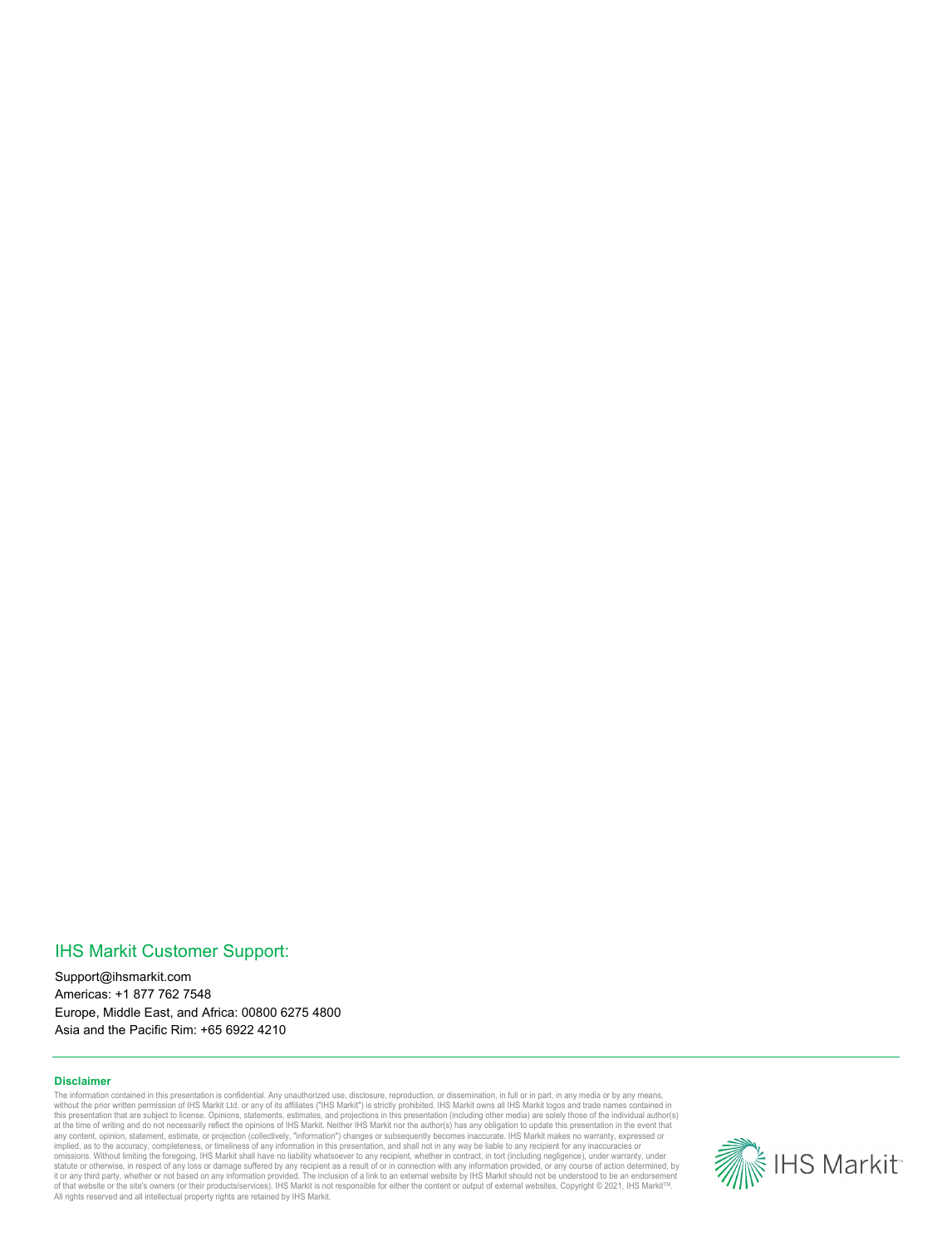## IHS Markit Customer Support:

Support@ihsmarkit.com
Americas: +1 877 762 7548
Europe, Middle East, and Africa: 00800 6275 4800
Asia and the Pacific Rim: +65 6922 4210

**Disclaimer**

The information contained in this presentation is confidential. Any unauthorized use, disclosure, reproduction, or dissemination, in full or in part, in any media or by any means, without the prior written permission of IHS Markit Ltd. or any of its affiliates ("IHS Markit") is strictly prohibited. IHS Markit owns all IHS Markit logos and trade names contained in this presentation that are subject to license. Opinions, statements, estimates, and projections in this presentation (including other media) are solely those of the individual author(s) at the time of writing and do not necessarily reflect the opinions of IHS Markit. Neither IHS Markit nor the author(s) has any obligation to update this presentation in the event that any content, opinion, statement, estimate, or projection (collectively, "information") changes or subsequently becomes inaccurate. IHS Markit makes no warranty, expressed or implied, as to the accuracy, completeness, or timeliness of any information in this presentation, and shall not in any way be liable to any recipient for any inaccuracies or omissions. Without limiting the foregoing, IHS Markit shall have no liability whatsoever to any recipient, whether in contract, in tort (including negligence), under warranty, under statute or otherwise, in respect of any loss or damage suffered by any recipient as a result of or in connection with any information provided, or any course of action determined, by it or any third party, whether or not based on any information provided. The inclusion of a link to an external website by IHS Markit should not be understood to be an endorsement of that website or the site's owners (or their products/services). IHS Markit is not responsible for either the content or output of external websites. Copyright © 2021, IHS Markit™. All rights reserved and all intellectual property rights are retained by IHS Markit.

IHS Markit™